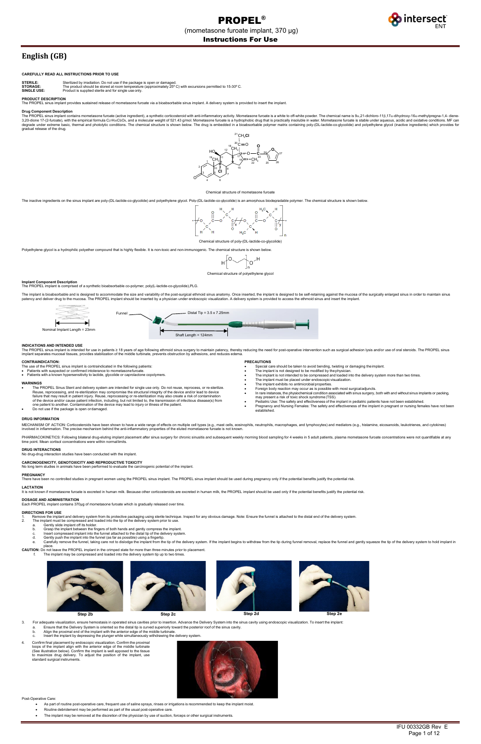# PROPEL®

(mometasone furoate implant, 370 µg)

**Instructions For Use**

## English (GB)

**CAREFULLY READ ALL INSTRUCTIONS PRIOR TO USE**

**STERILE:** Sterilized by irradiation. Do not use if the package is open or damaged.
**STORAGE:** The product should be stored at room temperature (approximately 25º C) with excursions permitted to 15-30º C.
**SINGLE USE:** Product is supplied sterile and for single use only.

**PRODUCT DESCRIPTION**
The PROPEL sinus implant provides sustained release of mometasone furoate via a bioabsorbable sinus implant. A delivery system is provided to insert the implant.

**Drug Component Description**
The PROPEL sinus implant contains mometasone furoate (active ingredient), a synthetic corticosteroid with anti-inflammatory activity. Mometasone furoate is a white to off-white powder. The chemical name is 9α,21-dichloro-11β,17α-dihydroxy-16α-methylpregna-1,4- diene-3,20-dione 17-(2-furoate), with the empirical formula $C_{27}H_{30}Cl_2O_6$, and a molecular weight of 521.43 g/mol. Mometasone furoate is a hydrophobic drug that is practically insoluble in water. Mometasone furoate is stable under aqueous, acidic and oxidative conditions. MF can degrade under extreme basic, thermal and photolytic conditions. The chemical structure is shown below. The drug is embedded in a bioabsorbable polymer matrix containing poly-(DL-lactide-co-glycolide) and polyethylene glycol (inactive ingredients) which provides for gradual release of the drug.

Chemical structure of mometasone furoate

The inactive ingredients on the sinus implant are poly-(DL-lactide-co-glycolide) and polyethylene glycol. Poly-(DL-lactide-co-glycolide) is an amorphous biodegradable polymer. The chemical structure is shown below.

Chemical structure of poly-(DL-lactide-co-glycolide)

Polyethylene glycol is a hydrophilic polyether compound that is highly flexible. It is non-toxic and non-immunogenic. The chemical structure is shown below.

Chemical structure of polyethylene glycol

**Implant Component Description**
The PROPEL implant is comprised of a synthetic bioabsorbable co-polymer, poly(L-lactide-co-glycolide),PLG.

The implant is bioabsorbable and is designed to accommodate the size and variability of the post-surgical ethmoid sinus anatomy. Once inserted, the implant is designed to be self-retaining against the mucosa of the surgically enlarged sinus in order to maintain sinus patency and deliver drug to the mucosa. The PROPEL implant should be inserted by a physician under endoscopic visualization. A delivery system is provided to access the ethmoid sinus and insert the implant.

Nominal Implant Length = 23mm

Funnel — Distal Tip = 3.5 x 7.25mm — Shaft Length = 124mm

**INDICATIONS AND INTENDED USE**
The PROPEL sinus implant is intended for use in patients ≥ 18 years of age following ethmoid sinus surgery to maintain patency, thereby reducing the need for post-operative intervention such as surgical adhesion lysis and/or use of oral steroids. The PROPEL sinus implant separates mucosal tissues, provides stabilization of the middle turbinate, prevents obstruction by adhesions, and reduces edema.

**CONTRAINDICATION:**
The use of the PROPEL sinus implant is contraindicated in the following patients:
- Patients with suspected or confirmed intolerance to mometasone furoate.
- Patients with a known hypersensitivity to lactide, glycolide or caprolactone copolymers.

**WARNINGS**
- The PROPEL Sinus Stent and delivery system are intended for single use only. Do not reuse, reprocess, or re-sterilize. Reuse, reprocessing, and re-sterilization may compromise the structural integrity of the device and/or lead to device failure that may result in patient injury. Reuse, reprocessing or re-sterilization may also create a risk of contamination of the device and/or cause patient infection, including, but not limited to, the transmission of infectious disease(s) from one patient to another. Contamination of the device may lead to injury or illness of the patient.
- Do not use if the package is open or damaged.

**PRECAUTIONS**
- Special care should be taken to avoid bending, twisting or damaging the implant.
- The implant is not designed to be modified by the physician.
- The implant is not intended to be compressed and loaded into the delivery system more than two times.
- The implant must be placed under endoscopic visualization.
- The implant exhibits no antimicrobial properties.
- Foreign body reaction may occur as is possible with most surgical adjuncts.
- In rare instances, the physiochemical condition associated with sinus surgery, both with and without sinus implants or packing, may present a risk of toxic shock syndrome (TSS).
- Pediatric Use: The safety and effectiveness of the implant in pediatric patients have not been established.
- Pregnancy and Nursing Females: The safety and effectiveness of the implant in pregnant or nursing females have not been established.

**DRUG INFORMATION**
MECHANISM OF ACTION: Corticosteroids have been shown to have a wide range of effects on multiple cell types (e.g., mast cells, eosinophils, neutrophils, macrophages, and lymphocytes) and mediators (e.g., histamine, eicosanoids, leukotrienes, and cytokines) involved in inflammation. The precise mechanism behind the anti-inflammatory properties of the eluted mometasone furoate is not known.

PHARMACOKINETICS: Following bilateral drug-eluting implant placement after sinus surgery for chronic sinusitis and subsequent weekly morning blood sampling for 4 weeks in 5 adult patients, plasma mometasone furoate concentrations were not quantifiable at any time point. Mean cortisol concentrations were within normal limits.

**DRUG INTERACTIONS**
No drug-drug interaction studies have been conducted with the implant.

**CARCINOGENICITY, GENOTOXICITY AND REPRODUCTIVE TOXICITY**
No long term studies in animals have been performed to evaluate the carcinogenic potential of the implant.

**PREGNANCY**
There have been no controlled studies in pregnant women using the PROPEL sinus implant. The PROPEL sinus implant should be used during pregnancy only if the potential benefits justify the potential risk.

**LACTATION**
It is not known if mometasone furoate is excreted in human milk. Because other corticosteroids are excreted in human milk, the PROPEL implant should be used only if the potential benefits justify the potential risk.

**DOSAGE AND ADMINISTRATION**
Each PROPEL implant contains 370µg of mometasone furoate which is gradually released over time.

**DIRECTIONS FOR USE**
1. Remove the implant and delivery system from its protective packaging using sterile technique. Inspect for any obvious damage. Note: Ensure the funnel is attached to the distal end of the delivery system.
2. The implant must be compressed and loaded into the tip of the delivery system prior to use.
   a. Gently slide implant off its holder.
   b. Grasp the implant between the fingers of both hands and gently compress the implant.
   c. Insert compressed implant into the funnel attached to the distal tip of the delivery system.
   d. Gently push the implant into the funnel (as far as possible) using a fingertip.
   e. Carefully remove the funnel, taking care not to dislodge the implant from the tip of the delivery system. If the implant begins to withdraw from the tip during funnel removal, replace the funnel and gently squeeze the tip of the delivery system to hold implant in place.

**CAUTION:** Do not leave the PROPEL implant in the crimped state for more than three minutes prior to placement.

   f. The implant may be compressed and loaded into the delivery system tip up to two times.

Step 2b — Step 2c — Step 2d — Step 2e

3. For adequate visualization, ensure hemostasis in operated sinus cavities prior to insertion. Advance the Delivery System into the sinus cavity using endoscopic visualization. To insert the implant:
   a. Ensure that the Delivery System is oriented so the distal tip is curved superiorly toward the posterior roof of the sinus cavity.
   b. Align the proximal end of the implant with the anterior edge of the middle turbinate.
   c. Insert the implant by depressing the plunger while simultaneously withdrawing the delivery system.
4. Confirm final placement by endoscopic visualization. Confirm the proximal loops of the implant align with the anterior edge of the middle turbinate (See illustration below). Confirm the implant is well apposed to the tissue to maximize drug delivery. To adjust the position of the implant, use standard surgical instruments.

Post-Operative Care:
- As part of routine post-operative care, frequent use of saline sprays, rinses or irrigations is recommended to keep the implant moist.
- Routine debridement may be performed as part of the usual post-operative care.
- The implant may be removed at the discretion of the physician by use of suction, forceps or other surgical instruments.

IFU 00332GB Rev E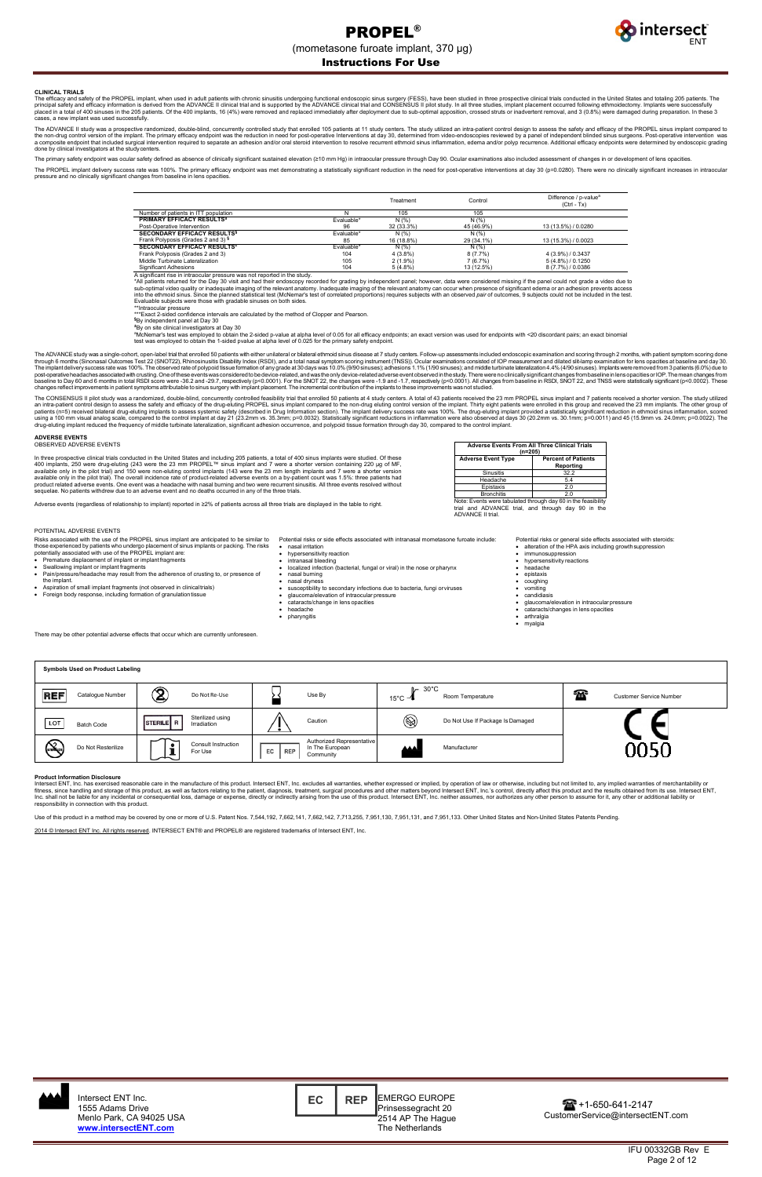## CLINICAL TRIALS

The efficacy and safety of the PROPEL implant, when used in adult patients with chronic sinusitis undergoing functional endoscopic sinus surgery (FESS), have been studied in three prospective clinical trials conducted in the United States and totaling 205 patients. The principal safety and efficacy information is derived from the ADVANCE II clinical trial and is supported by the ADVANCE clinical trial and CONSENSUS II pilot study. In all three studies, implant placement occurred following ethmoidectomy. Implants were successfully placed in a total of 400 sinuses in the 205 patients. Of the 400 implants, 16 (4%) were removed and replaced immediately after deployment due to sub-optimal apposition, crossed struts or inadvertent removal, and 3 (0.8%) were damaged during preparation. In these 3 cases, a new implant was used successfully.

The ADVANCE II study was a prospective randomized, double-blind, concurrently controlled study that enrolled 105 patients at 11 study centers. The study utilized an intra-patient control design to assess the safety and efficacy of the PROPEL sinus implant compared to the non-drug control version of the implant. The primary efficacy endpoint was the reduction in the need for post-operative Interventions at day 30, determined from video-endoscopies reviewed by a panel of independent blinded sinus surgeons. Post-operative intervention was a composite endpoint that included surgical intervention required to separate an adhesion and/or oral steroid intervention to resolve recurrent ethmoid sinus inflammation, edema and/or polyp recurrence. Additional efficacy endpoints were determined by endoscopic grading done by clinical investigators at the study centers.

The primary safety endpoint was ocular safety defined as absence of clinically significant sustained elevation (≥10 mm Hg) in intraocular pressure through Day 90. Ocular examinations also included assessment of changes in or development of lens opacities.

The PROPEL implant delivery success rate was 100%. The primary efficacy endpoint was met demonstrating a statistically significant reduction in the need for post-operative interventions at day 30 (p=0.0280). There were no clinically significant increases in intraocular pressure and no clinically significant changes from baseline in lens opacities.

| | | Treatment | Control | Difference / p-value[a] (Ctrl - Tx) |
|---|---|---|---|---|
| Number of patients in ITT population | N | 105 | 105 | |
| **PRIMARY EFFICACY RESULTS[§]** | Evaluable* | N (%) | N (%) | |
| Post-Operative Intervention | 96 | 32 (33.3%) | 45 (46.9%) | 13 (13.5%) / 0.0280 |
| **SECONDARY EFFICACY RESULTS[§]** | Evaluable* | N (%) | N (%) | |
| Frank Polyposis (Grades 2 and 3) [§] | 85 | 16 (18.8%) | 29 (34.1%) | 13 (15.3%) / 0.0023 |
| **SECONDARY EFFICACY RESULTS[¥]** | Evaluable* | N (%) | N (%) | |
| Frank Polyposis (Grades 2 and 3) | 104 | 4 (3.8%) | 8 (7.7%) | 4 (3.9%) / 0.3437 |
| Middle Turbinate Lateralization | 105 | 2 (1.9%) | 7 (6.7%) | 5 (4.8%) / 0.1250 |
| Significant Adhesions | 104 | 5 (4.8%) | 13 (12.5%) | 8 (7.7%) / 0.0386 |

A significant rise in intraocular pressure was not reported in the study.
*All patients returned for the Day 30 visit and had their endoscopy recorded for grading by independent panel; however, data were considered missing if the panel could not grade a video due to sub-optimal video quality or inadequate imaging of the relevant anatomy. Inadequate imaging of the relevant anatomy can occur when presence of significant edema or an adhesion prevents access into the ethmoid sinus. Since the planned statistical test (McNemar's test of correlated proportions) requires subjects with an observed pair of outcomes, 9 subjects could not be included in the test. Evaluable subjects were those with gradable sinuses on both sides.
**Intraocular pressure
***Exact 2-sided confidence intervals are calculated by the method of Clopper and Pearson.
[§]By independent panel at Day 30
[¥]By on site clinical investigators at Day 30
[a]McNemar's test was employed to obtain the 2-sided p-value at alpha level of 0.05 for all efficacy endpoints; an exact version was used for endpoints with <20 discordant pairs; an exact binomial test was employed to obtain the 1-sided pvalue at alpha level of 0.025 for the primary safety endpoint.

The ADVANCE study was a single-cohort, open-label trial that enrolled 50 patients with either unilateral or bilateral ethmoid sinus disease at 7 study centers. Follow-up assessments included endoscopic examination and scoring through 2 months, with patient symptom scoring done through 6 months (Sinonasal Outcomes Test 22 (SNOT22), Rhinosinusitis Disability Index (RSDI), and a total nasal symptom scoring instrument (TNSS)). Ocular examinations consisted of IOP measurement and dilated slit-lamp examination for lens opacities at baseline and day 30. The implant delivery success rate was 100%. The observed rate of polypoid tissue formation of any grade at 30 days was 10.0% (9/90 sinuses); adhesions 1.1% (1/90 sinuses); and middle turbinate lateralization 4.4% (4/90 sinuses). Implants were removed from 3 patients (6.0%) due to post-operative headaches associated with crusting. One of these events was considered to be device-related, and was the only device-related adverse event observed in the study. There were no clinically significant changes from baseline in lens opacities or IOP. The mean changes from baseline to Day 60 and 6 months in total RSDI score were -36.2 and -29.7, respectively (p<0.0001). For the SNOT 22, the changes were -1.9 and -1.7, respectively (p<0.0001). All changes from baseline in RSDI, SNOT 22, and TNSS were statistically significant (p<0.0002). These changes reflect improvements in patient symptoms attributable to sinus surgery with implant placement. The incremental contribution of the implants to these improvements was not studied.

The CONSENSUS II pilot study was a randomized, double-blind, concurrently controlled feasibility trial that enrolled 50 patients at 4 study centers. A total of 43 patients received the 23 mm PROPEL sinus implant and 7 patients received a shorter version. The study utilized an intra-patient control design to assess the safety and efficacy of the drug-eluting PROPEL sinus implant compared to the non-drug eluting control version of the implant. Thirty eight patients were enrolled in this group and received the 23 mm implants. The other group of patients (n=5) received bilateral drug-eluting implants to assess systemic safety (described in Drug Information section). The implant delivery success rate was 100%. The drug-eluting implant provided a statistically significant reduction in ethmoid sinus inflammation, scored using a 100 mm visual analog scale, compared to the control implant at day 21 (23.2mm vs. 35.3mm; p=0.0032). Statistically significant reductions in inflammation were also observed at days 30 (20.2mm vs. 30.1mm; p=0.0011) and 45 (15.9mm vs. 24.0mm; p=0.0022). The drug-eluting implant reduced the frequency of middle turbinate lateralization, significant adhesion occurrence, and polypoid tissue formation through day 30, compared to the control implant.

## ADVERSE EVENTS

OBSERVED ADVERSE EVENTS

In three prospective clinical trials conducted in the United States and including 205 patients, a total of 400 sinus implants were studied. Of these 400 implants, 250 were drug-eluting (243 were the 23 mm PROPEL™ sinus implant and 7 were a shorter version containing 220 µg of MF, available only in the pilot trial) and 150 were non-eluting control implants (143 were the 23 mm length implants and 7 were a shorter version available only in the pilot trial). The overall incidence rate of product-related adverse events on a by-patient count was 1.5%: three patients had product related adverse events. One event was a headache with nasal burning and two were recurrent sinusitis. All three events resolved without sequelae. No patients withdrew due to an adverse event and no deaths occurred in any of the three trials.

Adverse events (regardless of relationship to implant) reported in ≥2% of patients across all three trials are displayed in the table to right.

| Adverse Events From All Three Clinical Trials (n=205) | |
|---|---|
| **Adverse Event Type** | **Percent of Patients Reporting** |
| Sinusitis | 32.2 |
| Headache | 5.4 |
| Epistaxis | 2.0 |
| Bronchitis | 2.0 |

Note: Events were tabulated through day 60 in the feasibility trial and ADVANCE trial, and through day 90 in the ADVANCE II trial.

POTENTIAL ADVERSE EVENTS

Risks associated with the use of the PROPEL sinus implant are anticipated to be similar to those experienced by patients who undergo placement of sinus implants or packing. The risks potentially associated with use of the PROPEL implant are:

- Premature displacement of implant or implant fragments
- Swallowing implant or implant fragments
- Pain/pressure/headache may result from the adherence of crusting to, or presence of the implant.
- Aspiration of small implant fragments (not observed in clinical trials)
- Foreign body response, including formation of granulation tissue

Potential risks or side effects associated with intranasal mometasone furoate include:

- nasal irritation
- hypersensitivity reaction
- intranasal bleeding
- localized infection (bacterial, fungal or viral) in the nose or pharynx
- nasal burning
- nasal dryness
- susceptibility to secondary infections due to bacteria, fungi or viruses
- glaucoma/elevation of intraocular pressure
- cataracts/change in lens opacities
- headache
- pharyngitis

Potential risks or general side effects associated with steroids:

- alteration of the HPA axis including growth suppression
- immunosuppression
- hypersensitivity reactions
- headache
- epistaxis
- coughing
- vomiting
- candidiasis
- glaucoma/elevation in intraocular pressure
- cataracts/changes in lens opacities
- arthralgia
- myalgia

There may be other potential adverse effects that occur which are currently unforeseen.

| Symbols Used on Product Labeling | | | | |
|---|---|---|---|---|
| REF — Catalogue Number | Do Not Re-Use | Use By | 15°C – 30°C Room Temperature | Customer Service Number |
| LOT — Batch Code | STERILE R — Sterilized using Irradiation | Caution | Do Not Use If Package Is Damaged | CE 0050 |
| Do Not Resterilize | Consult Instruction For Use | EC REP — Authorized Representative In The European Community | Manufacturer | |

**Product Information Disclosure**

Intersect ENT, Inc. has exercised reasonable care in the manufacture of this product. Intersect ENT, Inc. excludes all warranties, whether expressed or implied, by operation of law or otherwise, including but not limited to, any implied warranties of merchantability or fitness, since handling and storage of this product, as well as factors relating to the patient, diagnosis, treatment, surgical procedures and other matters beyond Intersect ENT, Inc.'s control, directly affect this product and the results obtained from its use. Intersect ENT, Inc. shall not be liable for any incidental or consequential loss, damage or expense, directly or indirectly arising from the use of this product. Intersect ENT, Inc. neither assumes, nor authorizes any other person to assume for it, any other or additional liability or responsibility in connection with this product.

Use of this product in a method may be covered by one or more of U.S. Patent Nos. 7,544,192, 7,662,141, 7,662,142, 7,713,255, 7,951,130, 7,951,131, and 7,951,133. Other United States and Non-United States Patents Pending.

2014 © Intersect ENT Inc. All rights reserved. INTERSECT ENT® and PROPEL® are registered trademarks of Intersect ENT, Inc.

Intersect ENT Inc.
1555 Adams Drive
Menlo Park, CA 94025 USA
www.intersectENT.com

EC REP
EMERGO EUROPE
Prinsessegracht 20
2514 AP The Hague
The Netherlands

+1-650-641-2147
CustomerService@intersectENT.com

IFU 00332GB Rev E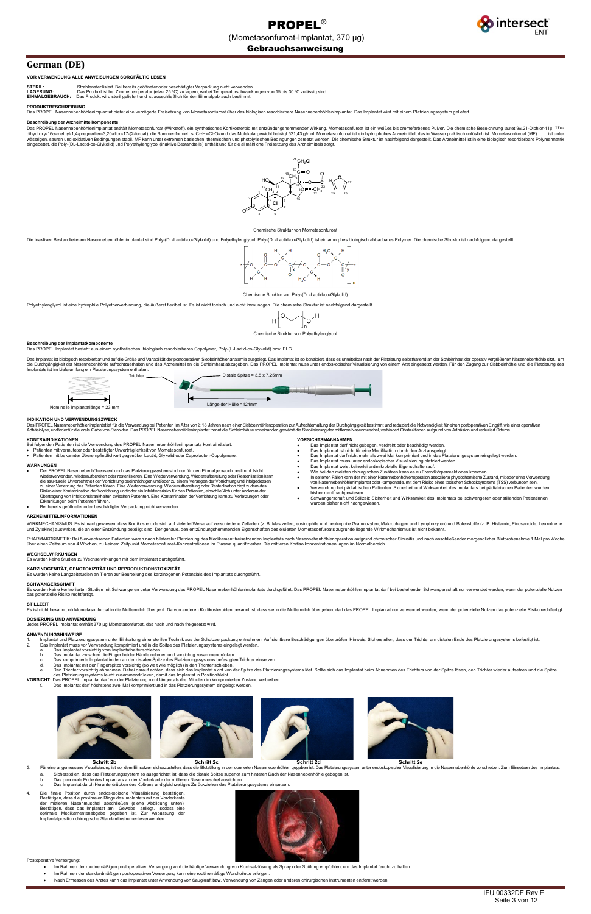# PROPEL®

(Mometasonfuroat-Implantat, 370 µg)

**Gebrauchsanweisung**

## German (DE)

**VOR VERWENDUNG ALLE ANWEISUNGEN SORGFÄLTIG LESEN**

**STERIL:** Strahlensterilisiert. Bei bereits geöffneter oder beschädigter Verpackung nicht verwenden.
**LAGERUNG:** Das Produkt ist bei Zimmertemperatur (etwa 25 °C) zu lagern, wobei Temperaturschwankungen von 15 bis 30 °C zulässig sind.
**EINMALGEBRAUCH:** Das Produkt wird steril geliefert und ist ausschließlich für den Einmalgebrauch bestimmt.

**PRODUKTBESCHREIBUNG**
Das PROPEL Nasennebenhöhlenimplantat bietet eine verzögerte Freisetzung von Mometasonfuroat über das biologisch resorbierbare Nasennebenhöhlenimplantat. Das Implantat wird mit einem Platzierungssystem geliefert.

**Beschreibung der Arzneimittelkomponente**
Das PROPEL Nasennebenhöhlenimplantat enthält Mometasonfuroat (Wirkstoff), ein synthetisches Kortikosteroid mit entzündungshemmender Wirkung. Mometasonfuroat ist ein weißes bis cremefarbenes Pulver. Die chemische Bezeichnung lautet 9α,21-Dichlor-11β, 17α-dihydroxy-16α-methyl-1,4-pregnadien-3,20-dion-17-(2-furoat), die Summenformel ist $C_{27}H_{30}Cl_2O_6$ und das Molekulargewicht beträgt 521,43 g/mol. Mometasonfuroat ist ein hydrophobes Arzneimittel, das in Wasser praktisch unlöslich ist. Mometasonfuroat (MF) ist unter wässrigen, sauren und oxidativen Bedingungen stabil. MF kann unter extremen basischen, thermischen und photolytischen Bedingungen zersetzt werden. Die chemische Struktur ist nachfolgend dargestellt. Das Arzneimittel ist in eine biologisch resorbierbare Polymermatrix eingebettet, die Poly-(DL-Lactid-co-Glykolid) und Polyethylenglycol (inaktive Bestandteile) enthält und für die allmähliche Freisetzung des Arzneimittels sorgt.

Chemische Struktur von Mometasonfuroat

Die inaktiven Bestandteile am Nasennebenhöhlenimplantat sind Poly-(DL-Lactid-co-Glykolid) und Polyethylenglycol. Poly-(DL-Lactid-co-Glykolid) ist ein amorphes biologisch abbaubares Polymer. Die chemische Struktur ist nachfolgend dargestellt.

Chemische Struktur von Poly-(DL-Lactid-co-Glykolid)

Polyethylenglycol ist eine hydrophile Polyetherverbindung, die äußerst flexibel ist. Es ist nicht toxisch und nicht immunogen. Die chemische Struktur ist nachfolgend dargestellt.

Chemische Struktur von Polyethylenglycol

**Beschreibung der Implantatkomponente**
Das PROPEL Implantat besteht aus einem synthetischen, biologisch resorbierbaren Copolymer, Poly-(L-Lactid-co-Glykolid) bzw. PLG.

Das Implantat ist biologisch resorbierbar und auf die Größe und Variabilität der postoperativen Siebbeinhöhlenanatomie ausgelegt. Das Implantat ist so konzipiert, dass es unmittelbar nach der Platzierung selbsthaltend an der Schleimhaut der operativ vergrößerten Nasennebenhöhle sitzt, um die Durchgängigkeit der Nasennebenhöhle aufrechtzuerhalten und das Arzneimittel an die Schleimhaut abzugeben. Das PROPEL Implantat muss unter endoskopischer Visualisierung von einem Arzt eingesetzt werden. Für den Zugang zur Siebbeinhöhle und die Platzierung des Implantats ist im Lieferumfang ein Platzierungssystem enthalten.

Trichter — Distale Spitze = 3,5 x 7,25mm
Nominelle Implantatlänge = 23 mm — Länge der Hülle =124mm

**INDIKATION UND VERWENDUNGSZWECK**
Das PROPEL Nasennebenhöhlenimplantat ist für die Verwendung bei Patienten im Alter von ≥ 18 Jahren nach einer Siebbeinhöhlenoperation zur Aufrechterhaltung der Durchgängigkeit bestimmt und reduziert die Notwendigkeit für einen postoperativen Eingriff, wie einer operativen Adhäsiolyse, und/oder für die orale Gabe von Steroiden. Das PROPEL Nasennebenhöhlenimplantat trennt die Schleimhäute voneinander, gewährt die Stabilisierung der mittleren Nasenmuschel, verhindert Obstruktionen aufgrund von Adhäsion und reduziert Ödeme.

**KONTRAINDIKATIONEN:**
Bei folgenden Patienten ist die Verwendung des PROPEL Nasennebenhöhlenimplantats kontraindiziert:
- Patienten mit vermuteter oder bestätigter Unverträglichkeit von Mometasonfuroat.
- Patienten mit bekannter Überempfindlichkeit gegenüber Lactid, Glykolid oder Caprolacton-Copolymere.

**WARNUNGEN**
- Der PROPEL Nasennebenhöhlenstent und das Platzierungssystem sind nur für den Einmalgebrauch bestimmt. Nicht wiederverwenden, wiederaufbereiten oder resterilisieren. Eine Wiederverwendung, Wiederaufbereitung oder Resterilisation kann die strukturelle Unversehrtheit der Vorrichtung beeinträchtigen und/oder zu einem Versagen der Vorrichtung und infolgedessen zu einer Verletzung des Patienten führen. Eine Wiederverwendung, Wiederaufbereitung oder Resterilisation birgt zudem das Risiko einer Kontamination der Vorrichtung und/oder ein Infektionsrisiko für den Patienten, einschließlich unter anderem der Übertragung von Infektionskrankheiten zwischen Patienten. Eine Kontamination der Vorrichtung kann zu Verletzungen oder Erkrankungen beim Patienten führen.
- Bei bereits geöffneter oder beschädigter Packung nicht verwenden.

**VORSICHTSMAßNAHMEN**
- Das Implantat darf nicht gebogen, verdreht oder beschädigt werden.
- Das Implantat ist nicht für eine Modifikation durch den Arzt ausgelegt.
- Das Implantat darf nicht mehr als zwei Mal komprimiert und in das Platzierungssystem eingelegt werden.
- Das Implantat muss unter endoskopischer Visualisierung platziert werden.
- Das Implantat weist keinerlei antimikrobielle Eigenschaften auf.
- Wie bei den meisten chirurgischen Zusätzen kann es zu Fremdkörperreaktionen kommen.
- In seltenen Fällen kann der mit einer Nasennebenhöhlenoperation assoziierte physiochemische Zustand, mit oder ohne Verwendung von Nasennebenhöhlenimplantat oder -tamponade, mit dem Risiko eines toxischen Schocksyndroms (TSS) verbunden sein.
- Verwendung bei pädiatrischen Patienten: Sicherheit und Wirksamkeit des Implantats bei pädiatrischen Patienten wurden bisher nicht nachgewiesen.
- Schwangerschaft und Stillzeit: Sicherheit und Wirksamkeit des Implantats bei schwangeren oder stillenden Patientinnen wurden bisher nicht nachgewiesen.

**ARZNEIMITTELINFORMATIONEN**
WIRKMECHANISMUS: Es ist nachgewiesen, dass Kortikosteroide sich auf vielerlei Weise auf verschiedene Zellarten (z. B. Mastzellen, eosinophile und neutrophile Granulozyten, Makrophagen und Lymphozyten) und Botenstoffe (z. B. Histamin, Eicosanoide, Leukotriene und Zytokine) auswirken, die an einer Entzündung beteiligt sind. Der genaue, den entzündungshemmenden Eigenschaften des eluierten Mometasonfuroats zugrunde liegende Wirkmechanismus ist nicht bekannt.

PHARMAKOKINETIK: Bei 5 erwachsenen Patienten waren nach bilateraler Platzierung des Medikament freisetzenden Implantats nach Nasennebenhöhlenoperation aufgrund chronischer Sinusitis und nach anschließender morgendlicher Blutprobenahme 1 Mal pro Woche, über einen Zeitraum von 4 Wochen, zu keinem Zeitpunkt Mometasonfuroat-Konzentrationen im Plasma quantifizierbar. Die mittleren Kortisolkonzentrationen lagen im Normalbereich.

**WECHSELWIRKUNGEN**
Es wurden keine Studien zu Wechselwirkungen mit dem Implantat durchgeführt.

**KARZINOGENITÄT, GENOTOXIZITÄT UND REPRODUKTIONSTOXIZITÄT**
Es wurden keine Langzeitstudien an Tieren zur Beurteilung des karzinogenen Potenzials des Implantats durchgeführt.

**SCHWANGERSCHAFT**
Es wurden keine kontrollierten Studien mit Schwangeren unter Verwendung des PROPEL Nasennebenhöhlenimplantats durchgeführt. Das PROPEL Nasennebenhöhlenimplantat darf bei bestehender Schwangerschaft nur verwendet werden, wenn der potenzielle Nutzen das potenzielle Risiko rechtfertigt.

**STILLZEIT**
Es ist nicht bekannt, ob Mometasonfuroat in die Muttermilch übergeht. Da von anderen Kortikosteroiden bekannt ist, dass sie in die Muttermilch übergehen, darf das PROPEL Implantat nur verwendet werden, wenn der potenzielle Nutzen das potenzielle Risiko rechtfertigt.

**DOSIERUNG UND ANWENDUNG**
Jedes PROPEL Implantat enthält 370 µg Mometasonfuroat, das nach und nach freigesetzt wird.

**ANWENDUNGSHINWEISE**
1. Implantat und Platzierungssystem unter Einhaltung einer sterilen Technik aus der Schutzverpackung entnehmen. Auf sichtbare Beschädigungen überprüfen. Hinweis: Sicherstellen, dass der Trichter am distalen Ende des Platzierungssystems befestigt ist.
2. Das Implantat muss vor Verwendung komprimiert und in die Spitze des Platzierungssystems eingelegt werden.
   a. Das Implantat vorsichtig vom Implantathalter schieben.
   b. Das Implantat zwischen die Finger beider Hände nehmen und vorsichtig zusammendrücken.
   c. Das komprimierte Implantat in den an der distalen Spitze des Platzierungssystems befestigten Trichter einsetzen.
   d. Das Implantat mit der Fingerspitze vorsichtig (so weit wie möglich) in den Trichter schieben.
   e. Den Trichter vorsichtig abnehmen. Dabei darauf achten, dass sich das Implantat nicht von der Spitze des Platzierungssystems löst. Sollte sich das Implantat beim Abnehmen des Trichters von der Spitze lösen, den Trichter wieder aufsetzen und die Spitze des Platzierungssystems leicht zusammendrücken, damit das Implantat in Position bleibt.

**VORSICHT:** Das PROPEL Implantat darf vor der Platzierung nicht länger als drei Minuten im komprimierten Zustand verbleiben.
   f. Das Implantat darf höchstens zwei Mal komprimiert und in das Platzierungssystem eingelegt werden.

Schritt 2b

Schritt 2c

Schritt 2d

Schritt 2e

3. Für eine angemessene Visualisierung ist vor dem Einsetzen sicherzustellen, dass die Blutstillung in den operierten Nasennebenhöhlen gegeben ist. Das Platzierungssystem unter endoskopischer Visualisierung in die Nasennebenhöhle vorschieben. Zum Einsetzen des Implantats:
   a. Sicherstellen, dass das Platzierungssystem so ausgerichtet ist, dass die distale Spitze superior zum hinteren Dach der Nasennebenhöhle gebogen ist.
   b. Das proximale Ende des Implantats an der Vorderkante der mittleren Nasenmuschel ausrichten.
   c. Das Implantat durch Herunterdrücken des Kolbens und gleichzeitiges Zurückziehen des Platzierungssystems einsetzen.
4. Die finale Position durch endoskopische Visualisierung bestätigen. Bestätigen, dass die proximalen Ringe des Implantats mit der Vorderkante der mittleren Nasenmuschel abschließen (siehe Abbildung unten). Bestätigen, dass das Implantat am Gewebe anliegt, sodass eine optimale Medikamentenabgabe gegeben ist. Zur Anpassung der Implantatposition chirurgische Standardinstrumente verwenden.

Postoperative Versorgung:
- Im Rahmen der routinemäßigen postoperativen Versorgung wird die häufige Verwendung von Kochsalzlösung als Spray oder Spülung empfohlen, um das Implantat feucht zu halten.
- Im Rahmen der standardmäßigen postoperativen Versorgung kann eine routinemäßige Wundtoilette erfolgen.
- Nach Ermessen des Arztes kann das Implantat unter Anwendung von Saugkraft bzw. Verwendung von Zangen oder anderen chirurgischen Instrumenten entfernt werden.

IFU 00332DE Rev E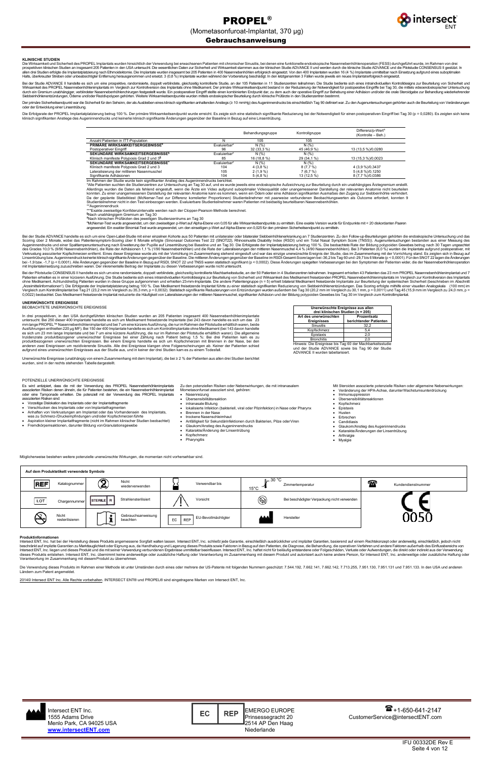# PROPEL®

(Mometasonfuroat-Implantat, 370 µg)

**Gebrauchsanweisung**

## KLINISCHE STUDIEN

Die Wirksamkeit und Sicherheit des PROPEL Implantats wurden hinsichtlich der Verwendung bei erwachsenen Patienten mit chronischer Sinusitis, bei denen eine funktionelle endoskopische Nasennebenhöhlenoperation (FESS) durchgeführt wurde, im Rahmen von drei prospektiven klinischen Studien an insgesamt 205 Patienten in den USA untersucht. Die wesentlichen Daten zur Sicherheit und Wirksamkeit stammen aus der klinischen Studie ADVANCE II und werden durch die klinische Studie ADVANCE und die Pilotstudie CONSENSUS II gestützt. In allen drei Studien erfolgte die Implantatplatzierung nach Ethmoidektomie. Die Implantate wurden insgesamt bei 205 Patienten in 400 Nasennebenhöhlen erfolgreich eingesetzt. Von den 400 Implantaten wurden 16 (4 %) Implantate unmittelbar nach Einsetzung aufgrund eines suboptimalen Halts, überkreuzter Streben oder unbeabsichtigter Entfernung herausgenommen und ersetzt. 3 (0,8 %) Implantate wurden während der Vorbereitung beschädigt. In den letztgenannten 3 Fällen wurde jeweils ein neues Implantat erfolgreich eingesetzt.

Bei der Studie ADVANCE II handelte es sich um eine prospektive, randomisierte, doppelt verblindete, gleichzeitig kontrollierte Studie, an der 105 Patienten in 11 Studienzentren teilnahmen. Die Studie bediente sich eines intraindividuellen Kontrolldesigns zur Beurteilung von Sicherheit und Wirksamkeit des PROPEL Nasennebenhöhlenimplantats im Vergleich zur Kontrollversion des Implantats ohne Medikament. Der primäre Wirksamkeitsendpunkt bestand in der Reduzierung der Notwendigkeit für postoperative Eingriffe bei Tag 30, die mittels videoendoskopischer Untersuchung durch ein Gremium unabhängiger, verblindeter Nasennebenhöhlenchirurgen festgestellt wurde. Ein postoperativer Eingriff stellte einen kombinierten Endpunkt dar, zu dem auch der operative Eingriff zur Behebung einer Adhäsion und/oder die orale Steroidgabe zur Behandlung wiederkehrender Siebbeinhöhlenentzündungen, Ödeme und/oder Rezidivpolypen gehörten. Weitere Wirksamkeitsendpunkte wurden mittels endoskopischer Beurteilung durch klinische Prüfärzte in den Studienzentren bestimmt.

Der primäre Sicherheitsendpunkt war die Sicherheit für den Sehsinn, der als Ausbleiben eines klinisch signifikanten anhaltenden Anstiegs (≥ 10 mmHg) des Augeninnendrucks bis einschließlich Tag 90 definiert war. Zu den Augenuntersuchungen gehörten auch die Beurteilung von Veränderungen oder der Entwicklung einer Linsentrübung.

Die Erfolgsrate der PROPEL Implantatplatzierung betrug 100 %. Der primäre Wirksamkeitsendpunkt wurde erreicht. Es zeigte sich eine statistisch signifikante Reduzierung bei der Notwendigkeit für einen postoperativen Eingriff bei Tag 30 (p = 0,0280). Es zeigten sich keine klinisch signifikanten Anstiege des Augeninnendrucks und keinerlei klinisch signifikante Änderungen gegenüber der Baseline in Bezug auf eine Linsentrübung.

| | | Behandlungsgruppe | Kontrollgruppe | Differenz/p-Wert[a] (Kontrolle – Beh.) |
|---|---|---|---|---|
| Anzahl Patienten in ITT-Population | N | 105 | 105 | |
| **PRIMÄRE WIRKSAMKEITSERGEBNISSE[§]** | Evaluierbar* | N (%) | N (%) | |
| Postoperativer Eingriff | 96 | 32 (33,3 %) | 45 (46,9 %) | 13 (13,5 %)/0,0280 |
| **SEKUNDÄRE WIRKSAMKEITSERGEBNISSE[§]** | Evaluierbar* | N (%) | N (%) | |
| Klinisch manifeste Polyposis Grad 2 und 3[§] | 85 | 16 (18,8 %) | 29 (34,1 %) | 13 (15,3 %)/0,0023 |
| **SEKUNDÄRE WIRKSAMKEITSERGEBNISSE[≠]** | Evaluierbar* | N (%) | N (%) | |
| Klinisch signifikante Polyposis Grad 2 und 3 | 104 | 4 (3,8 %) | 8 (7,7 %) | 4 (3,9 %)/0,3437 |
| Lateralisierung der mittleren Nasenmuschel | 105 | 2 (1,9 %) | 7 (6,7 %) | 5 (4,8 %)/0,1250 |
| Signifikante Adhäsionen | 104 | 5 (4,8 %) | 13 (12,5 %) | 8 (7,7 %)/0,0386 |

Im Rahmen der Studie wurde kein signifikanter Anstieg des Augeninnendrucks berichtet.

*Alle Patienten suchten die Studienzentren zur Untersuchung an Tag 30 auf, und es wurde jeweils eine endoskopische Aufzeichnung zur Beurteilung durch ein unabhängiges Ärztegremium erstellt. Allerdings wurden die Daten als fehlend eingestuft, wenn die Ärzte ein Video aufgrund suboptimaler Videoqualität oder unangemessener Darstellung der relevanten Anatomie nicht beurteilen konnten. Zu einer unangemessenen Darstellung der relevanten Anatomie kann es kommen, wenn ein Ödem oder eine Adhäsion signifikanten Ausmaßes den Zugang zur Siebbeinhöhle verhindert. Da der geplante Statistiktest (McNemar-Test zur Differenz korrelierter Proportionen) Studienteilnehmer mit paarweise verbundenen Beobachtungswerten als Outcome erfordert, konnten 9 Studienteilnehmer nicht in den Test einbezogen werden. Evaluierbare Studienteilnehmer waren Patienten mit beidseitig beurteilbaren Nasennebenhöhlen.

**Augeninnendruck

***Exakte zweiseitige Konfidenzintervalle werden nach der Clopper-Pearson-Methode berechnet.

[§]Nach unabhängigem Gremium an Tag 30

[≠]Nach klinischen Prüfärzten des jeweiligen Studienzentrums an Tag 30

[a]McNemar-Test wurde angewendet, um den zweiseitigen p-Wert auf Alpha-Ebene von 0,05 für alle Wirksamkeitsendpunkte zu ermitteln. Eine exakte Version wurde für Endpunkte mit < 20 diskordanten Paaren angewendet. Ein exakter Binomial-Test wurde angewendet, um den einseitigen p-Wert auf Alpha-Ebene von 0,025 für den primären Sicherheitsendpunkt zu ermitteln.

Bei der Studie ADVANCE handelte es sich um eine Open-Label-Studie mit einer einzelnen Kohorte aus 50 Patienten mit unilateraler oder bilateraler Siebbeinhöhlenerkrankung an 7 Studienzentren. Zu den Follow-up-Beurteilungen gehörten die endoskopische Untersuchung und das Scoring über 2 Monate, wobei das Patientensymptom-Scoring über 6 Monate erfolgte (Sinonasal Outcomes Test 22 (SNOT22), Rhinosinusitis Disability Index (RSDI) und ein Total Nasal Symptom Score (TNSS)). Augenuntersuchungen bestanden aus einer Messung des Augeninnendrucks und einer Spaltlampenuntersuchung nach Erweiterung der Pupille auf Linsentrübung bei Baseline und an Tag 30. Die Erfolgsrate der Implantatplatzierung betrug 100 %. Die beobachtete Rate der Bildung polypoiden Gewebes betrug nach 30 Tagen ungeachtet des Grades 10,0 % (9/90 Nasennebenhöhlen), die Rate der Adhäsionen 1,1 % (1/90 Nasennebenhöhlen) und die Rate der Lateralisierungen der mittleren Nasenmuschel 4,4 % (4/90 Nasennebenhöhlen). Bei 3 Patienten (6,0 %) wurden die Implantate aufgrund postoperativer, mit Verkrustung assoziierter Kopfschmerzen entfernt. Eines dieser Ereignisse wurde als mit der Vorrichtung im Zusammenhang stehend eingestuft und war das einzige unerwünschte Ereignis der Studie, das im Zusammenhang mit der Vorrichtung stand. Es zeigten sich in Bezug auf Linsentrübung bzw. Augeninnendruck keinerlei klinisch signifikante Änderungen gegenüber der Baseline. Die mittleren Änderungen gegenüber der Baseline im RSDI-Gesamt-Score lagen bei -36,2 bis Tag 60 und -29,7 bis 6 Monate (p < 0,0001). Für den SNOT 22 lagen die Änderungen bei -1,9 bzw. -1,7 (p < 0,0001). Alle Änderungen gegenüber der Baseline in Bezug auf RSDI, SNOT 22 und TNSS waren statistisch signifikant (p < 0,0002). Diese Änderungen spiegeln Verbesserungen bei den Symptomen der Patienten wider, die der Nasennebenhöhlenoperation mit Implantateinsetzung zuzuschreiben waren. Der inkrementelle Beitrag der Implantate zu diesen Verbesserungen wurde nicht untersucht.

Bei der Pilotstudie CONSENSUS II handelte es sich um eine randomisierte, doppelt verblindete, gleichzeitig kontrollierte Machbarkeitsstudie, an der 50 Patienten in 4 Studienzentren teilnahmen. Insgesamt erhielten 43 Patienten das 23 mm PROPEL Implantat und 7 Patienten erhielten es in einer kürzeren Ausführung. Die Studie bediente sich eines intraindividuellen Kontrolldesigns zur Beurteilung von Sicherheit und Wirksamkeit des Medikament freisetzenden PROPEL Nasennebenhöhlenimplantats im Vergleich zur Kontrollversion des Implantats ohne Medikament. Achtunddreißig Patienten wurden in diese Gruppe aufgenommen und erhielten 23-mm-Implantate. Die andere Patientengruppe (n = 5) erhielt bilateral Medikament freisetzende Implantate zur Beurteilung der systemischen Sicherheit (beschrieben im Abschnitt „Arzneimittelinformationen") Die Erfolgsrate der Implantatplatzierung betrug 100 %. Das Medikament freisetzende Implantat führte zu einer statistisch signifikanten Reduzierung von Siebbeinhöhlenentzündungen. Das Scoring erfolgte mithilfe einer visuellen Analogskala (100 mm) im Vergleich zum Kontrollimplantat bei Tag 21 (23,2 mm im Vergleich zu 35,3 mm, p = 0,0032). Statistisch signifikante Reduzierungen von Entzündungen wurden außerdem bei Tag 30 (20,2 mm im Vergleich zu 30,1 mm, p = 0,0011) und Tag 45 (15,9 mm im Vergleich zu 24,0 mm, p = 0,0022) beobachtet. Das Medikament freisetzende Implantat reduzierte die Häufigkeit von Lateralisierungen der mittleren Nasenmuschel, signifikanter Adhäsion und der Bildung polypoiden Gewebes bis Tag 30 im Vergleich zum Kontrollimplantat.

## UNERWÜNSCHTE EREIGNISSE

BEOBACHTETE UNERWÜNSCHTE EREIGNISSE

In drei prospektiven, in den USA durchgeführten klinischen Studien wurden an 205 Patienten insgesamt 400 Nasennebenhöhlenimplantate untersucht. Bei 250 dieser 400 Implantate handelte es sich um Medikament freisetzende Implantate (bei 243 davon handelte es sich um das 23 mm lange PROPEL™ Nasennebenhöhlenimplantat und bei 7 um eine kürzere Ausführung, die nur im Rahmen der Pilotstudie erhältlich waren, beide Ausführungen enthielten 220 µg MF). Bei 150 der 400 Implantate handelte es sich um Kontrollimplantate ohne Medikament (bei 143 davon handelte es sich um 23 mm lange Implantate und bei 7 um eine kürzere Ausführung, die nur im Rahmen der Pilotstudie erhältlich waren). Die allgemeine Inzidenzrate produktbezogener unerwünschter Ereignisse bei einer Zählung nach Patient betrug 1,5 %: Bei drei Patienten kam es zu produktbezogenen unerwünschten Ereignissen. Bei einem Ereignis handelte es sich um Kopfschmerzen mit Brennen in der Nase, bei den anderen zwei Ereignissen um rezidivierende Sinusitis. Alle drei Ereignisse klangen ohne Folgeerscheinungen ab. Keiner der Patienten schied aufgrund eines unerwünschten Ereignisses aus der Studie aus, und in keiner der drei Studien kam es zu einem Todesfall.

| Unerwünschte Ereignisse aus allen drei klinischen Studien (n = 205) | |
|---|---|
| **Art des unerwünschten Ereignisses** | **Prozentsatz berichtender Patienten** |
| Sinusitis | 32,2 |
| Kopfschmerz | 5,4 |
| Epistaxis | 2,0 |
| Bronchitis | 2,0 |

Hinweis: Die Ereignisse bis Tag 60 der Machbarkeitsstudie und der Studie ADVANCE sowie bis Tag 90 der Studie ADVANCE II wurden tabellarisiert.

Unerwünschte Ereignisse (unabhängig von einem Zusammenhang mit dem Implantat), die bei ≥ 2 % der Patienten aus allen drei Studien berichtet wurden, sind in der rechts stehenden Tabelle dargestellt.

POTENZIELLE UNERWÜNSCHTE EREIGNISSE

Es wird antizipiert, dass die mit der Verwendung des PROPEL Nasennebenhöhlenimplantats assoziierten Risiken denen ähneln, die für Patienten bestehen, die ein Nasennebenhöhlenimplantat oder eine Tamponade erhalten. Die potenziell mit der Verwendung des PROPEL Implantats assoziierten Risiken sind:

- Vorzeitige Dislokation des Implantats oder der Implantatfragmente
- Verschlucken des Implantats oder von Implantatfragmenten
- Anhaften von Verkrustungen am Implantat oder das Vorhandensein des Implantats, was zu Schmerz-/Druckempfindungen und/oder Kopfschmerzen führte
- Aspiration kleiner Implantatfragmente (nicht im Rahmen klinischer Studien beobachtet)
- Fremdkörperreaktionen, darunter Bildung von Granulationsgewebe

Zu den potenziellen Risiken oder Nebenwirkungen, die mit intranasalem Mometasonfuroat assoziiert sind, gehören:

- Nasenreizung
- Übersensibilitätsreaktion
- intranasale Blutung
- lokalisierte Infektion (bakteriell, viral oder Pilzinfektion) in Nase oder Pharynx
- Brennen in der Nase
- trockene Nasenschleimhaut
- Anfälligkeit für Sekundärinfektionen durch Bakterien, Pilze oder Viren
- Glaukom/Anstieg des Augeninnendrucks
- Katarakte/Änderung der Linsentrübung
- Kopfschmerz
- Pharyngitis

Mit Steroiden assoziierte potenzielle Risiken oder allgemeine Nebenwirkungen:

- Veränderung der HPA-Achse, darunter Wachstumsunterdrückung
- Immunsuppression
- Übersensibilitätsreaktionen
- Kopfschmerz
- Epistaxis
- Husten
- Erbrechen
- Candidiasis
- Glaukom/Anstieg des Augeninnendrucks
- Katarakte/Änderungen der Linsentrübung
- Arthralgie
- Myalgie

Möglicherweise bestehen weitere potenzielle unerwünschte Wirkungen, die momentan nicht vorhersehbar sind.

| Auf dem Produktetikett verwendete Symbole | | | | | | | | | |
|---|---|---|---|---|---|---|---|---|---|
| REF | Katalognummer | (2) | Nicht wiederverwenden | ⌛ | Verwendbar bis | 15°C – 30 °C | Zimmertemperatur | ☎ | Kundendienstnummer |
| LOT | Chargennummer | STERILE R | Strahlensterilisiert | ⚠ | Vorsicht | | Bei beschädigter Verpackung nicht verwenden | CE 0050 | |
| | Nicht resterilisieren | i | Gebrauchsanweisung beachten | EC REP | EU-Bevollmächtigter | | Hersteller | | |

**Produktinformationen**

Intersect ENT, Inc. hat bei der Herstellung dieses Produkts angemessene Sorgfalt walten lassen. Intersect ENT, Inc. schließt jede Garantie, einschließlich ausdrücklicher und impliziter Garantien, basierend auf einem Rechtskonzept oder anderweitig, einschließlich, jedoch nicht beschränkt auf implizite Garantien zu Marktauglichkeit oder Eignung aus. Da Handhabung und Lagerung dieses Produkts sowie Faktoren in Bezug auf den Patienten, die Diagnose, die Behandlung, die operativen Verfahren und andere Faktoren außerhalb des Einflussbereichs von Intersect ENT, Inc. liegen und dieses Produkt und die mit seiner Verwendung verbundenen Ergebnisse unmittelbar beeinflussen. Intersect ENT, Inc. haftet nicht für beiläufig entstandene oder Folgeschäden, Verluste oder Aufwendungen, die direkt oder indirekt aus der Verwendung dieses Produkts entstehen. Intersect ENT, Inc. übernimmt keine anderweitige oder zusätzliche Haftung oder Verantwortung im Zusammenhang mit diesem Produkt und autorisiert auch keine andere Person, für Intersect ENT, Inc. anderweitige oder zusätzliche Haftung oder Verantwortung im Zusammenhang mit diesem Produkt zu übernehmen.

Die Verwendung dieses Produkts im Rahmen einer Methode ist unter Umständen durch eines oder mehrere der US-Patente mit folgenden Nummern geschützt: 7.544.192, 7.662.141, 7.662.142, 7.713.255, 7.951.130, 7.951.131 und 7.951.133. In den USA und anderen Ländern zum Patent angemeldet.

2014© Intersect ENT Inc. Alle Rechte vorbehalten. INTERSECT ENT® und PROPEL® sind eingetragene Marken von Intersect ENT, Inc.

Intersect ENT Inc.
1555 Adams Drive
Menlo Park, CA 94025 USA
**www.intersectENT.com**

EC REP
EMERGO EUROPE
Prinsessegracht 20
2514 AP Den Haag
Niederlande

☎ +1-650-641-2147
CustomerService@intersectENT.com

IFU 00332DE Rev E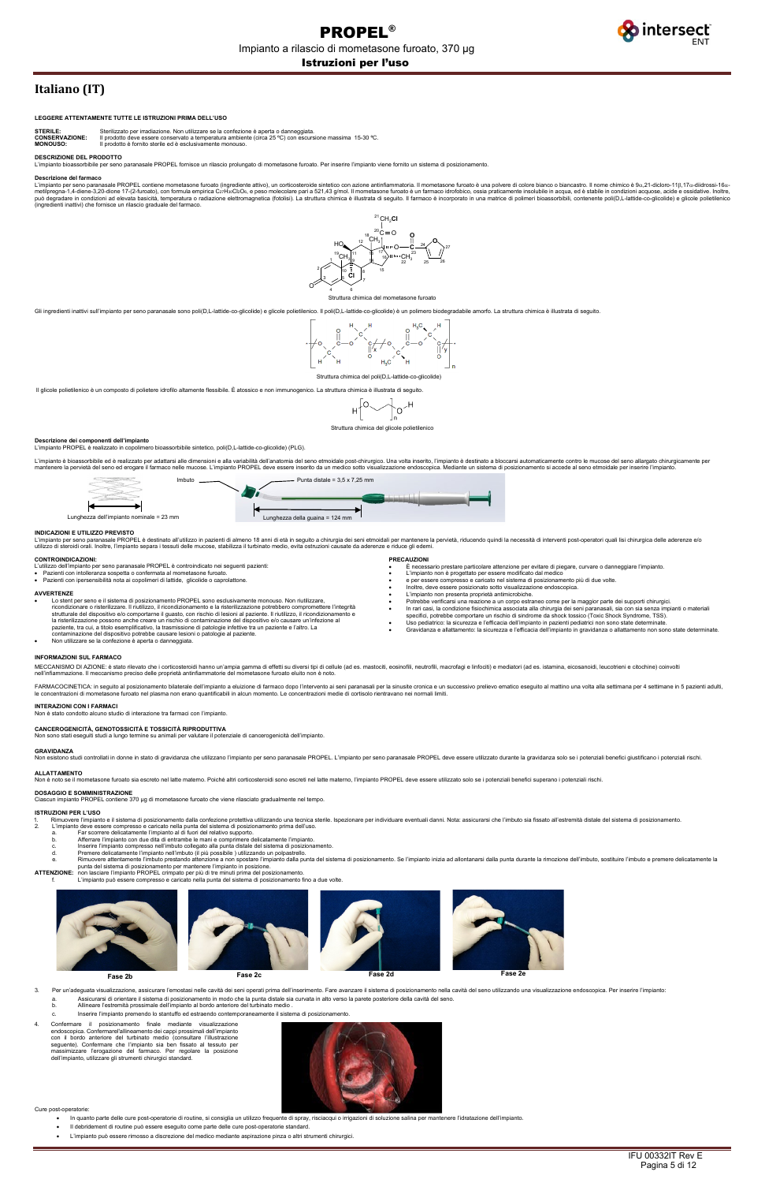# PROPEL®

Impianto a rilascio di mometasone furoato, 370 μg

**Istruzioni per l'uso**

## Italiano (IT)

**LEGGERE ATTENTAMENTE TUTTE LE ISTRUZIONI PRIMA DELL'USO**

**STERILE:** Sterilizzato per irradiazione. Non utilizzare se la confezione è aperta o danneggiata.
**CONSERVAZIONE:** Il prodotto deve essere conservato a temperatura ambiente (circa 25 ºC) con escursione massima 15-30 ºC.
**MONOUSO:** Il prodotto è fornito sterile ed è esclusivamente monouso.

**DESCRIZIONE DEL PRODOTTO**
L'impianto bioassorbibile per seno paranasale PROPEL fornisce un rilascio prolungato di mometasone furoato. Per inserire l'impianto viene fornito un sistema di posizionamento.

**Descrizione del farmaco**
L'impianto per seno paranasale PROPEL contiene mometasone furoato (ingrediente attivo), un corticosteroide sintetico con azione antinfiammatoria. Il mometasone furoato è una polvere di colore bianco o biancastro. Il nome chimico è 9α,21-dicloro-11β,17α-diidrossi-16α-metilpregna-1,4-diene-3,20-dione 17-(2-furoato), con formula empirica $C_{27}H_{30}Cl_2O_6$, e peso molecolare pari a 521,43 g/mol. Il mometasone furoato è un farmaco idrofobico, ossia praticamente insolubile in acqua, ed è stabile in condizioni acquose, acide e ossidative. Inoltre, può degradare in condizioni ad elevata basicità, temperatura o radiazione elettromagnetica (fotolisi). La struttura chimica è illustrata di seguito. Il farmaco è incorporato in una matrice di polimeri bioassorbibili, contenente poli(D,L-lattide-co-glicolide) e glicole polietilenico (ingredienti inattivi) che fornisce un rilascio graduale del farmaco.

Struttura chimica del mometasone furoato

Gli ingredienti inattivi sull'impianto per seno paranasale sono poli(D,L-lattide-co-glicolide) e glicole polietilenico. Il poli(D,L-lattide-co-glicolide) è un polimero biodegradabile amorfo. La struttura chimica è illustrata di seguito.

Struttura chimica del poli(D,L-lattide-co-glicolide)

Il glicole polietilenico è un composto di polietere idrofilo altamente flessibile. È atossico e non immunogenico. La struttura chimica è illustrata di seguito.

Struttura chimica del glicole polietilenico

**Descrizione dei componenti dell'impianto**
L'impianto PROPEL è realizzato in copolimero bioassorbibile sintetico, poli(D,L-lattide-co-glicolide) (PLG).

L'impianto è bioassorbibile ed è realizzato per adattarsi alle dimensioni e alla variabilità dell'anatomia del seno etmoidale post-chirurgico. Una volta inserito, l'impianto è destinato a bloccarsi automaticamente contro le mucose del seno allargato chirurgicamente per mantenere la pervietà del seno ed erogare il farmaco nelle mucose. L'impianto PROPEL deve essere inserito da un medico sotto visualizzazione endoscopica. Mediante un sistema di posizionamento si accede al seno etmoidale per inserire l'impianto.

Imbuto — Punta distale = 3,5 x 7,25 mm
Lunghezza dell'impianto nominale = 23 mm — Lunghezza della guaina = 124 mm

**INDICAZIONI E UTILIZZO PREVISTO**
L'impianto per seno paranasale PROPEL è destinato all'utilizzo in pazienti di almeno 18 anni di età in seguito a chirurgia dei seni etmoidali per mantenere la pervietà, riducendo quindi la necessità di interventi post-operatori quali lisi chirurgica delle aderenze e/o utilizzo di steroidi orali. Inoltre, l'impianto separa i tessuti delle mucose, stabilizza il turbinato medio, evita ostruzioni causate da aderenze e riduce gli edemi.

**CONTROINDICAZIONI:**
L'utilizzo dell'impianto per seno paranasale PROPEL è controindicato nei seguenti pazienti:
- Pazienti con intolleranza sospetta o confermata al mometasone furoato.
- Pazienti con ipersensibilità nota ai copolimeri di lattide, glicolide o caprolattone.

**AVVERTENZE**
- Lo stent per seno e il sistema di posizionamento PROPEL sono esclusivamente monouso. Non riutilizzare, ricondizionare o risterilizzare. Il riutilizzo, il ricondizionamento e la risterilizzazione potrebbero compromettere l'integrità strutturale del dispositivo e/o comportarne il guasto, con rischio di lesioni al paziente. Il riutilizzo, il ricondizionamento e la risterilizzazione possono anche creare un rischio di contaminazione del dispositivo e/o causare un'infezione al paziente, tra cui, a titolo esemplificativo, la trasmissione di patologie infettive tra un paziente e l'altro. La contaminazione del dispositivo potrebbe causare lesioni o patologie al paziente.
- Non utilizzare se la confezione è aperta o danneggiata.

**PRECAUZIONI**
- È necessario prestare particolare attenzione per evitare di piegare, curvare o danneggiare l'impianto.
- L'impianto non è progettato per essere modificato dal medico
- e per essere compresso e caricato nel sistema di posizionamento più di due volte.
- Inoltre, deve essere posizionato sotto visualizzazione endoscopica.
- L'impianto non presenta proprietà antimicrobiche.
- Potrebbe verificarsi una reazione a un corpo estraneo come per la maggior parte dei supporti chirurgici.
- In rari casi, la condizione fisiochimica associata alla chirurgia dei seni paranasali, sia con sia senza impianti o materiali specifici, potrebbe comportare un rischio di sindrome da shock tossico (Toxic Shock Syndrome, TSS).
- Uso pediatrico: la sicurezza e l'efficacia dell'impianto in pazienti pediatrici non sono state determinate.
- Gravidanza e allattamento: la sicurezza e l'efficacia dell'impianto in gravidanza o allattamento non sono state determinate.

**INFORMAZIONI SUL FARMACO**

MECCANISMO DI AZIONE: è stato rilevato che i corticosteroidi hanno un'ampia gamma di effetti su diversi tipi di cellule (ad es. mastociti, eosinofili, neutrofili, macrofagi e linfociti) e mediatori (ad es. istamina, eicosanoidi, leucotrieni e citochine) coinvolti nell'infiammazione. Il meccanismo preciso delle proprietà antinfiammatorie del mometasone furoato eluito non è noto.

FARMACOCINETICA: in seguito al posizionamento bilaterale dell'impianto a eluzione di farmaco dopo l'intervento ai seni paranasali per la sinusite cronica e un successivo prelievo ematico eseguito al mattino una volta alla settimana per 4 settimane in 5 pazienti adulti, le concentrazioni di mometasone furoato nel plasma non erano quantificabili in alcun momento. Le concentrazioni medie di cortisolo rientravano nei normali limiti.

**INTERAZIONI CON I FARMACI**
Non è stato condotto alcuno studio di interazione tra farmaci con l'impianto.

**CANCEROGENICITÀ, GENOTOSSICITÀ E TOSSICITÀ RIPRODUTTIVA**
Non sono stati eseguiti studi a lungo termine su animali per valutare il potenziale di cancerogenicità dell'impianto.

**GRAVIDANZA**
Non esistono studi controllati in donne in stato di gravidanza che utilizzano l'impianto per seno paranasale PROPEL. L'impianto per seno paranasale PROPEL deve essere utilizzato durante la gravidanza solo se i potenziali benefici giustificano i potenziali rischi.

**ALLATTAMENTO**
Non è noto se il mometasone furoato sia escreto nel latte materno. Poiché altri corticosteroidi sono escreti nel latte materno, l'impianto PROPEL deve essere utilizzato solo se i potenziali benefici superano i potenziali rischi.

**DOSAGGIO E SOMMINISTRAZIONE**
Ciascun impianto PROPEL contiene 370 μg di mometasone furoato che viene rilasciato gradualmente nel tempo.

**ISTRUZIONI PER L'USO**
1. Rimuovere l'impianto e il sistema di posizionamento dalla confezione protettiva utilizzando una tecnica sterile. Ispezionare per individuare eventuali danni. Nota: assicurarsi che l'imbuto sia fissato all'estremità distale del sistema di posizionamento.
2. L'impianto deve essere compresso e caricato nella punta del sistema di posizionamento prima dell'uso.
   a. Far scorrere delicatamente l'impianto al di fuori del relativo supporto.
   b. Afferrare l'impianto con due dita di entrambe le mani e comprimere delicatamente l'impianto.
   c. Inserire l'impianto compresso nell'imbuto collegato alla punta distale del sistema di posizionamento.
   d. Premere delicatamente l'impianto nell'imbuto (il più possibile ) utilizzando un polpastrello.
   e. Rimuovere attentamente l'imbuto prestando attenzione a non spostare l'impianto dalla punta del sistema di posizionamento. Se l'impianto inizia ad allontanarsi dalla punta durante la rimozione dell'imbuto, sostituire l'imbuto e premere delicatamente la punta del sistema di posizionamento per mantenere l'impianto in posizione.

**ATTENZIONE:** non lasciare l'impianto PROPEL crimpato per più di tre minuti prima del posizionamento.
   f. L'impianto può essere compresso e caricato nella punta del sistema di posizionamento fino a due volte.

Fase 2b — Fase 2c — Fase 2d — Fase 2e

3. Per un'adeguata visualizzazione, assicurare l'emostasi nelle cavità dei seni operati prima dell'inserimento. Fare avanzare il sistema di posizionamento nella cavità del seno utilizzando una visualizzazione endoscopica. Per inserire l'impianto:
   a. Assicurarsi di orientare il sistema di posizionamento in modo che la punta distale sia curvata in alto verso la parete posteriore della cavità del seno.
   b. Allineare l'estremità prossimale dell'impianto al bordo anteriore del turbinato medio .
   c. Inserire l'impianto premendo lo stantuffo ed estraendo contemporaneamente il sistema di posizionamento.
4. Confermare il posizionamento finale mediante visualizzazione endoscopica. Confermarel'allineamento dei cappi prossimali dell'impianto con il bordo anteriore del turbinato medio (consultare l'illustrazione seguente). Confermare che l'impianto sia ben fissato al tessuto per massimizzare l'erogazione del farmaco. Per regolare la posizione dell'impianto, utilizzare gli strumenti chirurgici standard.

Cure post-operatorie:
- In quanto parte delle cure post-operatorie di routine, si consiglia un utilizzo frequente di spray, risciacqui o irrigazioni di soluzione salina per mantenere l'idratazione dell'impianto.
- Il debridement di routine può essere eseguito come parte delle cure post-operatorie standard.
- L'impianto può essere rimosso a discrezione del medico mediante aspirazione pinza o altri strumenti chirurgici.

IFU 00332IT Rev E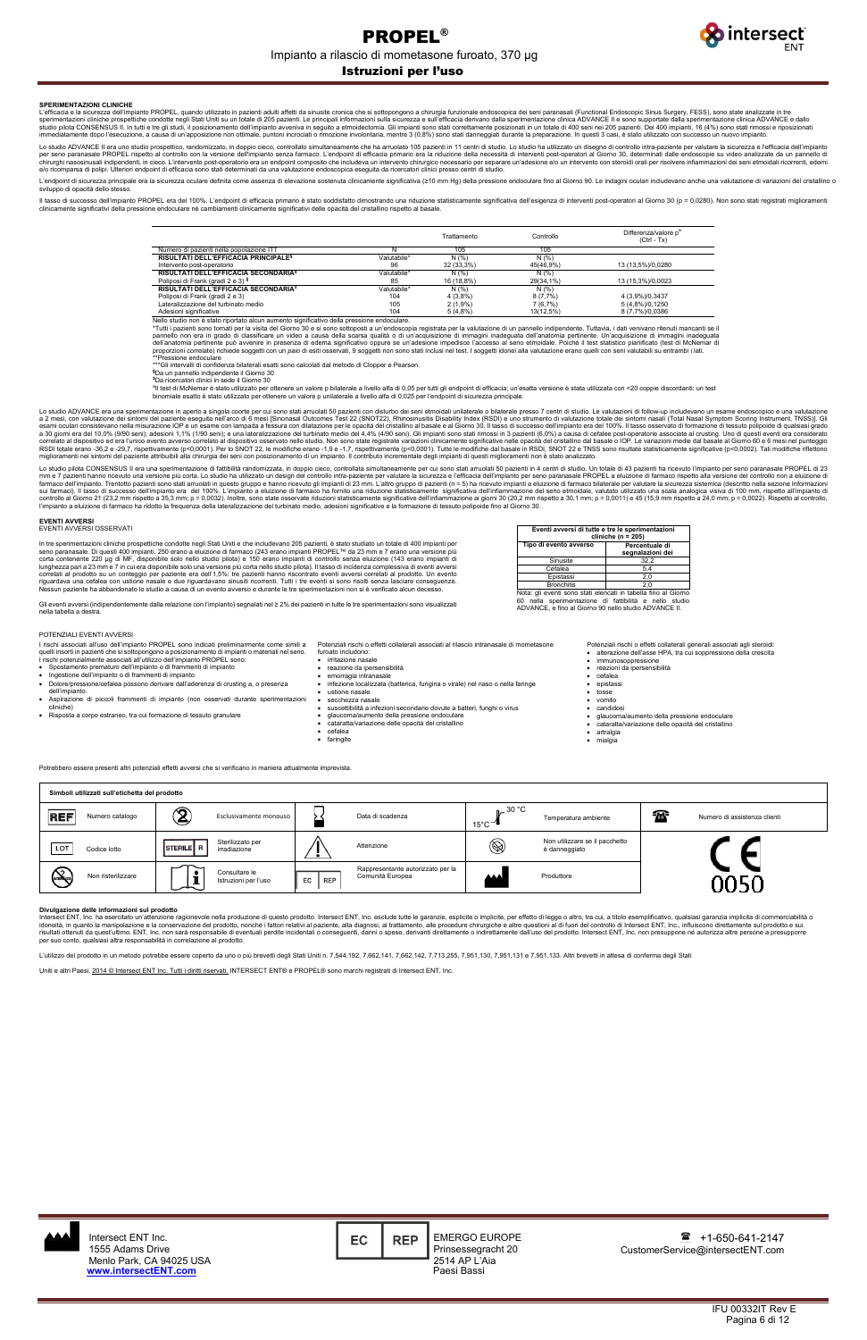## SPERIMENTAZIONI CLINICHE

L'efficacia e la sicurezza dell'impianto PROPEL, quando utilizzato in pazienti adulti affetti da sinusite cronica che si sottopongono a chirurgia funzionale endoscopica dei seni paranasali (Functional Endoscopic Sinus Surgery, FESS), sono state analizzate in tre sperimentazioni cliniche prospettiche condotte negli Stati Uniti su un totale di 205 pazienti. Le principali informazioni sulla sicurezza e sull'efficacia derivano dalla sperimentazione clinica ADVANCE II e sono supportate dalla sperimentazione clinica ADVANCE e dallo studio pilota CONSENSUS II. In tutti e tre gli studi, il posizionamento dell'impianto avveniva in seguito a etmoidectomia. Gli impianti sono stati correttamente posizionati in un totale di 400 seni nasi nei 205 pazienti. Dei 400 impianti, 16 (4%) sono stati rimossi e riposizionati immediatamente dopo l'esecuzione, a causa di un'apposizione non ottimale, puntoni incrociati o rimozione involontaria, mentre 3 (0,8%) sono stati danneggiati durante la preparazione. In questi 3 casi, è stato utilizzato con successo un nuovo impianto.

Lo studio ADVANCE II era uno studio prospettico, randomizzato, in doppio cieco, controllato simultaneamente che ha arruolato 105 pazienti in 11 centri di studio. Lo studio ha utilizzato un disegno di controllo intra-paziente per valutare la sicurezza e l'efficacia dell'impianto per seno paranasale PROPEL rispetto al controllo con la versione dell'impianto senza farmaco. L'endpoint di efficacia primario era la riduzione della necessità di interventi post-operatori al Giorno 30, determinati dalle endoscopie su video analizzate da un pannello di chirurghi nasosinusali indipendenti, in cieco. L'intervento post-operatorio era un endpoint composito che includeva un intervento chirurgico necessario per separare un'adesione e/o un intervento con steroidi orali per risolvere infiammazioni dei seni etmoidali ricorrenti, edemi e/o ricomparsa di polipi. Ulteriori endpoint di efficacia sono stati determinati da una valutazione endoscopica eseguita da ricercatori clinici presso centri di studio.

L'endpoint di sicurezza principale era la sicurezza oculare definita come assenza di elevazione sostenuta clinicamente significativa (≥10 mm Hg) della pressione endoculare fino al Giorno 90. Le indagini oculari includevano anche una valutazione di variazioni del cristallino o sviluppo di opacità dello stesso.

Il tasso di successo dell'impianto PROPEL era del 100%. L'endpoint di efficacia primario è stato soddisfatto dimostrando una riduzione statisticamente significativa dell'esigenza di interventi post-operatori al Giorno 30 (p = 0,0280). Non sono stati registrati miglioramenti clinicamente significativi della pressione endoculare né cambiamenti clinicamente significativi delle opacità del cristallino rispetto al basale.

| | | Trattamento | Controllo | Differenza/valore p[^] (Ctrl - Tx) |
|---|---|---|---|---|
| Numero di pazienti nella popolazione ITT | N | 105 | 105 | |
| **RISULTATI DELL'EFFICACIA PRINCIPALE[§]** | Valutabile* | N (%) | N (%) | |
| Intervento post-operatorio | 96 | 32 (33,3%) | 45(46,9%) | 13 (13,5%)/0,0280 |
| **RISULTATI DELL'EFFICACIA SECONDARIA[§]** | Valutabile* | N (%) | N (%) | |
| Poliposi di Frank (gradi 2 e 3) [§] | 85 | 16 (18,8%) | 29(34,1%) | 13 (15,3%)/0,0023 |
| **RISULTATI DELL'EFFICACIA SECONDARIA[‡]** | Valutabile* | N (%) | N (%) | |
| Poliposi di Frank (gradi 2 e 3) | 104 | 4 (3,8%) | 8 (7,7%) | 4 (3,9%)/0,3437 |
| Lateralizzazione del turbinato medio | 105 | 2 (1,9%) | 7 (6,7%) | 5 (4,8%)/0,1250 |
| Adesioni significative | 104 | 5 (4,8%) | 13(12,5%) | 8 (7,7%)/0,0386 |

Nello studio non è stato riportato alcun aumento significativo della pressione endoculare.

*Tutti i pazienti sono tornati per la visita del Giorno 30 e si sono sottoposti a un'endoscopia registrata per la valutazione di un pannello indipendente. Tuttavia, i dati venivano ritenuti mancanti se il pannello non era in grado di classificare un video a causa della scarsa qualità o di un'acquisizione di immagini inadeguata dell'anatomia pertinente. Un'acquisizione di immagini inadeguata dell'anatomia pertinente può avvenire in presenza di edema significativo oppure se un'adesione impedisce l'accesso al seno etmoidale. Poiché il test statistico pianificato (test di McNemar di proporzioni correlate) richiede soggetti con un *paio* di esiti osservati, 9 soggetti non sono stati inclusi nel test. I soggetti idonei alla valutazione erano quelli con seni valutabili su entrambi i lati.
**Pressione endoculare
***Gli intervalli di confidenza bilaterali esatti sono calcolati dal metodo di Clopper e Pearson.
[§]Da un pannello indipendente il Giorno 30
[‡]Da ricercatori clinici in sede il Giorno 30
[^]Il test di McNemar è stato utilizzato per ottenere un valore p bilaterale a livello alfa di 0,05 per tutti gli endpoint di efficacia; un'esatta versione è stata utilizzata con <20 coppie discordanti: un test binomiale esatto è stato utilizzato per ottenere un valore p unilaterale a livello alfa di 0,025 per l'endpoint di sicurezza principale.

Lo studio ADVANCE era una sperimentazione in aperto a singola coorte per cui sono stati arruolati 50 pazienti con disturbo dei seni etmoidali unilaterale o bilaterale presso 7 centri di studio. Le valutazioni di follow-up includevano un esame endoscopico e una valutazione a 2 mesi, con valutazione dei sintomi del paziente eseguita nell'arco di 6 mesi [Sinonasal Outcomes Test 22 (SNOT22), Rhinosinusitis Disability Index (RSDI) e uno strumento di valutazione totale dei sintomi nasali (Total Nasal Symptom Scoring Instrument, TNSS)]. Gli esami oculari consistevano nella misurazione IOP e un esame con lampada a fessura con dilatazione per la opacità del cristallino al basale e al Giorno 30. Il tasso di successo dell'impianto era del 100%. Il tasso osservato di formazione di tessuto polipoide di qualsiasi grado a 30 giorni era del 10,0% (9/90 seni); adesioni 1,1% (1/90 seni); e una lateralizzazione del turbinato medio del 4,4% (4/90 seni). Gli impianti sono stati rimossi in 3 pazienti (6,0%) a causa di cefalee post-operatorie associate al crusting. Uno di questi eventi era considerato correlato al dispositivo ed era l'unico evento avverso correlato al dispositivo osservato nello studio. Non sono state registrate variazioni clinicamente significative nelle opacità del cristallino dal basale o IOP. Le variazioni medie dal basale al Giorno 60 e 6 mesi nel punteggio RSDI totale erano -36,2 e -29,7, rispettivamente (p<0,0001). Per lo SNOT 22, le modifiche erano -1,9 e -1,7, rispettivamente (p<0,0001). Tutte le modifiche dal basale in RSDI, SNOT 22 e TNSS sono risultate statisticamente significative (p<0,0002). Tali modifiche riflettono miglioramenti nei sintomi del paziente attribuibili alla chirurgia dei seni con posizionamento di un impianto. Il contributo incrementale degli impianti di questi miglioramenti non è stato analizzato.

Lo studio pilota CONSENSUS II era una sperimentazione di fattibilità randomizzata, in doppio cieco, controllata simultaneamente per cui sono stati arruolati 50 pazienti in 4 centri di studio. Un totale di 43 pazienti ha ricevuto l'impianto per seno paranasale PROPEL di 23 mm e 7 pazienti hanno ricevuto una versione più corta. Lo studio ha utilizzato un design del controllo intra-paziente per valutare la sicurezza e l'efficacia a rilascio di farmaco rispetto alla versione del controllo non a eluizione di farmaco dell'impianto. Trentotto pazienti sono stati arruolati in questo gruppo e hanno ricevuto gli impianti di 23 mm. L'altro gruppo di pazienti (n = 5) ha ricevuto impianti a eluizione di farmaco bilaterale per valutare la sicurezza sistemica (descritto nella sezione Informazioni sui farmaci). Il tasso di successo dell'impianto era del 100%. L'impianto a eluizione di farmaco ha fornito una riduzione statisticamente significativa dell'infiammazione del seno etmoidale, valutato utilizzando una scala analogica visiva di 100 mm, rispetto all'impianto di controllo al Giorno 21 (23,2 mm rispetto a 35,3 mm; p = 0,0032). Inoltre, sono state osservate riduzioni statisticamente significative dell'infiammazione ai giorni 30 (20,2 mm rispetto a 30,1 mm; p = 0,0011) e 45 (15,9 mm rispetto a 24,0 mm; p = 0,0022). Rispetto al controllo, l'impianto a eluizione di farmaco ha ridotto la frequenza della lateralizzazione del turbinato medio, adesioni significative e la formazione di tessuto polipoide fino al Giorno 30.

## EVENTI AVVERSI

EVENTI AVVERSI OSSERVATI

In tre sperimentazioni cliniche prospettiche condotte negli Stati Uniti e che includevano 205 pazienti, è stato studiato un totale di 400 impianti per seno paranasale. Di questi 400 impianti, 250 erano a eluizione di farmaco (243 erano impianti PROPEL™ da 23 mm e 7 erano una versione più corta contenente 220 µg di MF, disponibile solo nello studio pilota) e 150 erano impianti di controllo senza eluizione (143 erano impianti di lunghezza pari a 23 mm e 7 in cui era disponibile solo una versione più corta nello studio pilota). Il tasso di incidenza complessiva di eventi avversi correlati al prodotto su un conteggio per paziente era dell'1,5%: tre pazienti hanno riscontrato eventi avversi correlati al prodotto. Un evento riguardava una cefalea con ustione nasale e due riguardavano sinusiti ricorrenti. Tutti i tre eventi si sono risolti senza lasciare conseguenze. Nessun paziente ha abbandonato lo studio a causa di un evento avverso e durante le tre sperimentazioni non si è verificato alcun decesso.

Gli eventi avversi (indipendentemente dalla relazione con l'impianto) segnalati nel ≥ 2% dei pazienti in tutte le tre sperimentazioni sono visualizzati nella tabella a destra.

| Eventi avversi di tutte e tre le sperimentazioni cliniche (n = 205) | |
|---|---|
| **Tipo di evento avverso** | **Percentuale di segnalazioni dei** |
| Sinusite | 32,2 |
| Cefalea | 5,4 |
| Epistassi | 2,0 |
| Bronchitis | 2,0 |

Nota: gli eventi sono stati elencati in tabella fino al Giorno 60 nella sperimentazione di fattibilità e nello studio ADVANCE, e fino al Giorno 90 nello studio ADVANCE II.

POTENZIALI EVENTI AVVERSI

I rischi associati all'uso dell'impianto PROPEL sono indicati preliminarmente come simili a quelli inseriti in pazienti che si sottopongono a posizionamento di impianti o materiali nel seno. I rischi potenzialmente associati all'utilizzo dell'impianto PROPEL sono:

- Spostamento prematuro dell'impianto o di frammenti di impianto
- Ingestione dell'impianto o di frammenti di impianto
- Dolore/pressione/cefalea possono derivare dall'aderenza di crusting a, o presenza dell'impianto.
- Aspirazione di piccoli frammenti di impianto (non osservati durante sperimentazioni cliniche)
- Risposta a corpo estraneo, tra cui formazione di tessuto granulare

Potenziali rischi o effetti collaterali associati al rilascio intranasale di mometasone furoato includono:

- irritazione nasale
- reazione da ipersensibilità
- emorragia intranasale
- infezione localizzata (batterica, fungina o virale) nel naso o nella faringe
- ustione nasale
- secchezza nasale
- suscettibilità a infezioni secondarie dovute a batteri, funghi o virus
- glaucoma/aumento della pressione endoculare
- cataratta/variazione delle opacità del cristallino
- cefalea
- faringite

Potenziali rischi o effetti collaterali generali associati agli steroidi:

- alterazione dell'asse HPA, tra cui soppressione della crescita
- immunosoppressione
- reazioni da ipersensibilità
- cefalea
- epistassi
- tosse
- vomito
- candidosi
- glaucoma/aumento della pressione endoculare
- cataratta/variazione delle opacità del cristallino
- artralgia
- mialgia

Potrebbero essere presenti altri potenziali effetti avversi che si verificano in maniera attualmente imprevista.

| **Simboli utilizzati sull'etichetta del prodotto** | | | | | | | | | |
|---|---|---|---|---|---|---|---|---|---|
| REF | Numero catalogo | ② | Esclusivamente monouso | ⌛ | Data di scadenza | 15°C – 30 °C | Temperatura ambiente | ☎ | Numero di assistenza clienti |
| LOT | Codice lotto | STERILE R | Sterilizzato per irradiazione | ⚠ | Attenzione | | Non utilizzare se il pacchetto è danneggiato | CE 0050 | |
| | Non risterilizzare | i | Consultare le Istruzioni per l'uso | EC REP | Rappresentante autorizzato per la Comunità Europea | | Produttore | | |

**Divulgazione delle informazioni sul prodotto**

Intersect ENT, Inc. ha esercitato un'attenzione ragionevole nella produzione di questo prodotto. Intersect ENT, Inc. esclude tutte le garanzie, esplicite o implicite, per effetto di legge o altro, tra cui, a titolo esemplificativo, qualsiasi garanzia implicita di commerciabilità o idoneità, in quanto la manipolazione e la conservazione del prodotto, nonché i fattori relativi al paziente, alla diagnosi, al trattamento, alle procedure chirurgiche e altre questioni al di fuori del controllo di Intersect ENT, Inc., influiscono direttamente sul prodotto e sui risultati ottenuti da quest'ultimo. Intersect ENT, Inc. non sarà responsabile di eventuali perdite incidentali o conseguenti, danni o spese, derivanti direttamente o indirettamente dall'uso del prodotto. Intersect ENT, Inc. non presuppone né autorizza altre persone a presupporre per suo conto, qualsiasi altra responsabilità in correlazione al prodotto.

L'utilizzo del prodotto in un metodo potrebbe essere coperto da uno o più brevetti degli Stati Uniti n. 7.544,192, 7,662,141, 7,662,142, 7,713,255, 7,951,130, 7,951,131 e 7,951,133. Altri brevetti in attesa di conferma degli Stati

Uniti e altri Paesi. 2014 © Intersect ENT Inc. Tutti i diritti riservati. INTERSECT ENT® e PROPEL® sono marchi registrati di Intersect ENT, Inc.

Intersect ENT Inc.
1555 Adams Drive
Menlo Park, CA 94025 USA
**www.intersectENT.com**

EC REP
EMERGO EUROPE
Prinsessegracht 20
2514 AP L'Aia
Paesi Bassi

☎ +1-650-641-2147
CustomerService@intersectENT.com

IFU 00332IT Rev E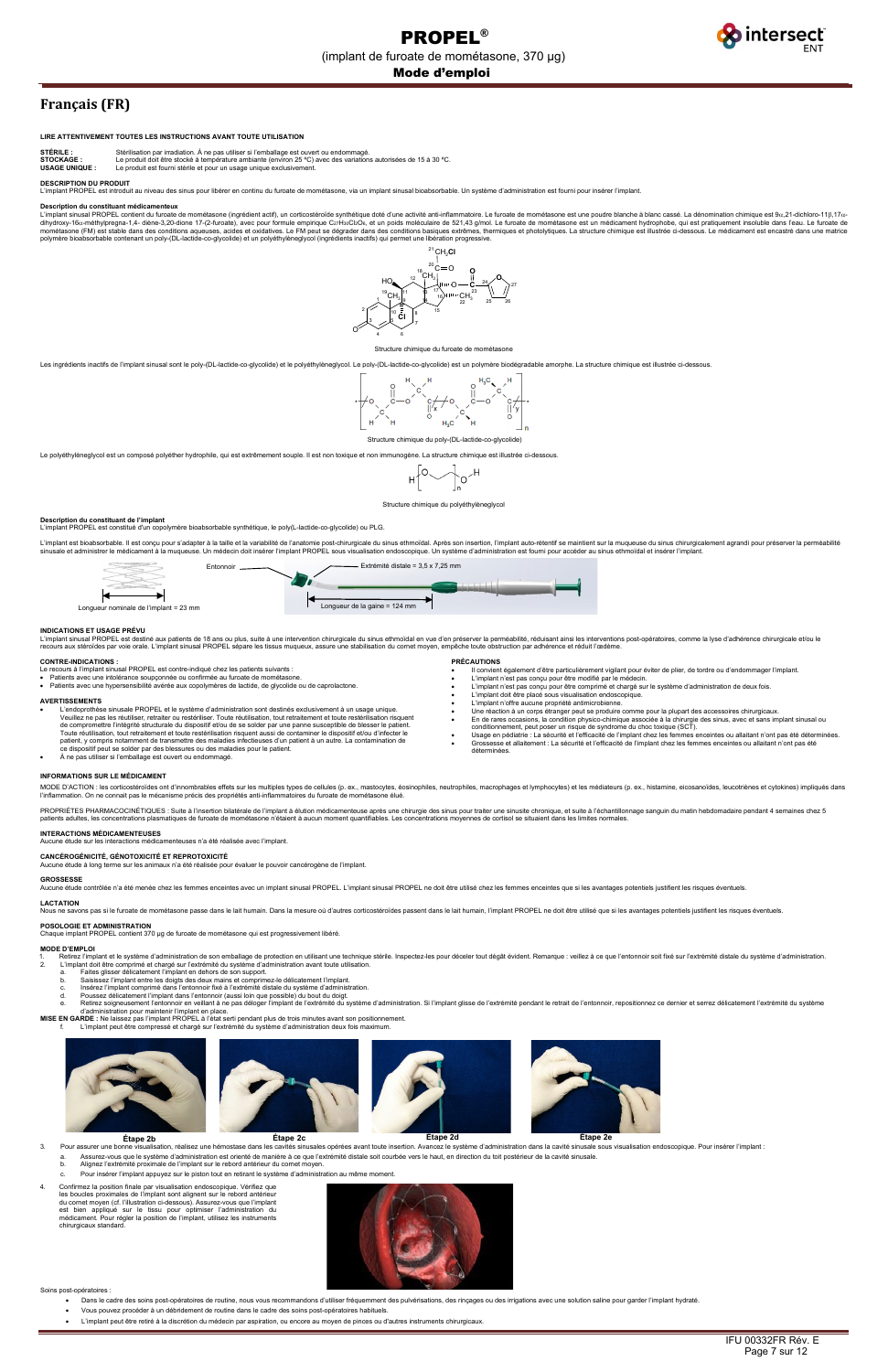# PROPEL®

(implant de furoate de mométasone, 370 µg)

**Mode d'emploi**

## Français (FR)

**LIRE ATTENTIVEMENT TOUTES LES INSTRUCTIONS AVANT TOUTE UTILISATION**

**STÉRILE :** Stérilisation par irradiation. À ne pas utiliser si l'emballage est ouvert ou endommagé.
**STOCKAGE :** Le produit doit être stocké à température ambiante (environ 25 °C) avec des variations autorisées de 15 à 30 °C.
**USAGE UNIQUE :** Le produit est fourni stérile et pour un usage unique exclusivement.

**DESCRIPTION DU PRODUIT**
L'implant PROPEL est introduit au niveau des sinus pour libérer en continu du furoate de mométasone, via un implant sinusal bioabsorbable. Un système d'administration est fourni pour insérer l'implant.

**Description du constituant médicamenteux**
L'implant sinusal PROPEL contient du furoate de mométasone (ingrédient actif), un corticostéroïde synthétique doté d'une activité anti-inflammatoire. Le furoate de mométasone est une poudre blanche à blanc cassé. La dénomination chimique est 9α,21-dichloro-11β,17α-dihydroxy-16α-méthylpregna-1,4- diène-3,20-dione 17-(2-furoate), avec pour formule empirique $C_{27}H_{30}Cl_2O_6$, et un poids moléculaire de 521,43 g/mol. Le furoate de mométasone est un médicament hydrophobe, qui est pratiquement insoluble dans l'eau. Le furoate de mométasone (FM) est stable dans des conditions aqueuses, acides et oxydatives. Le FM peut se dégrader dans des conditions basiques extrêmes, thermiques et photolytiques. La structure chimique est illustrée ci-dessous. Le médicament est encastré dans une matrice polymère bioabsorbable contenant un poly-(DL-lactide-co-glycolide) et un polyéthylèneglycol (ingrédients inactifs) qui permet une libération progressive.

Structure chimique du furoate de mométasone

Les ingrédients inactifs de l'implant sinusal sont le poly-(DL-lactide-co-glycolide) et le polyéthylèneglycol. Le poly-(DL-lactide-co-glycolide) est un polymère biodégradable amorphe. La structure chimique est illustrée ci-dessous.

Structure chimique du poly-(DL-lactide-co-glycolide)

Le polyéthylèneglycol est un composé polyéther hydrophile, qui est extrêmement souple. Il est non toxique et non immunogène. La structure chimique est illustrée ci-dessous.

Structure chimique du polyéthylèneglycol

**Description du constituant de l'implant**
L'implant PROPEL est constitué d'un copolymère bioabsorbable synthétique, le poly(L-lactide-co-glycolide) ou PLG.

L'implant est bioabsorbable. Il est conçu pour s'adapter à la taille et la variabilité de l'anatomie post-chirurgicale du sinus ethmoïdal. Après son insertion, l'implant auto-rétentif se maintient sur la muqueuse du sinus chirurgicalement agrandi pour préserver la perméabilité sinusale et administrer le médicament à la muqueuse. Un médecin doit insérer l'implant PROPEL sous visualisation endoscopique. Un système d'administration est fourni pour accéder au sinus ethmoïdal et insérer l'implant.

Longueur nominale de l'implant = 23 mm
Entonnoir
Extrémité distale = 3,5 x 7,25 mm
Longueur de la gaine = 124 mm

**INDICATIONS ET USAGE PRÉVU**
L'implant sinusal PROPEL est destiné aux patients de 18 ans ou plus, suite à une intervention chirurgicale du sinus ethmoïdal en vue d'en préserver la perméabilité, réduisant ainsi les interventions post-opératoires, comme la lyse d'adhérence chirurgicale et/ou le recours aux stéroïdes par voie orale. L'implant sinusal PROPEL sépare les tissus muqueux, assure une stabilisation du cornet moyen, empêche toute obstruction par adhérence et réduit l'œdème.

**CONTRE-INDICATIONS :**
Le recours à l'implant sinusal PROPEL est contre-indiqué chez les patients suivants :
- Patients avec une intolérance soupçonnée ou confirmée au furoate de mométasone.
- Patients avec une hypersensibilité avérée aux copolymères de lactide, de glycolide ou de caprolactone.

**AVERTISSEMENTS**
- L'endoprothèse sinusale PROPEL et le système d'administration sont destinés exclusivement à un usage unique. Veuillez ne pas les réutiliser, retraiter ou restériliser. Toute réutilisation, tout retraitement et toute restérilisation risquent de compromettre l'intégrité structurale du dispositif et/ou de se solder par une panne susceptible de blesser le patient. Toute réutilisation, tout retraitement et toute restérilisation risquent aussi de contaminer le dispositif et/ou d'infecter le patient, y compris notamment de transmettre des maladies infectieuses d'un patient à un autre. La contamination de ce dispositif peut se solder par des blessures ou des maladies pour le patient.
- À ne pas utiliser si l'emballage est ouvert ou endommagé.

**PRÉCAUTIONS**
- Il convient également d'être particulièrement vigilant pour éviter de plier, de tordre ou d'endommager l'implant.
- L'implant n'est pas conçu pour être modifié par le médecin.
- L'implant n'est pas conçu pour être comprimé et chargé sur le système d'administration de deux fois.
- L'implant doit être placé sous visualisation endoscopique.
- L'implant n'offre aucune propriété antimicrobienne.
- Une réaction à un corps étranger peut se produire comme pour la plupart des accessoires chirurgicaux.
- En de rares occasions, la condition physico-chimique associée à la chirurgie des sinus, avec et sans implant sinusal ou conditionnement, peut poser un risque de syndrome du choc toxique (SCT).
- Usage en pédiatrie : La sécurité et l'efficacité de l'implant chez les femmes enceintes ou allaitant n'ont pas été déterminées.
- Grossesse et allaitement : La sécurité et l'efficacité de l'implant chez les femmes enceintes ou allaitant n'ont pas été déterminées.

**INFORMATIONS SUR LE MÉDICAMENT**
MODE D'ACTION : les corticostéroïdes ont d'innombrables effets sur les multiples types de cellules (p. ex., mastocytes, éosinophiles, neutrophiles, macrophages et lymphocytes) et les médiateurs (p. ex., histamine, eicosanoïdes, leucotriènes et cytokines) impliqués dans l'inflammation. On ne connait pas le mécanisme précis des propriétés anti-inflammatoires du furoate de mométasone élué.

PROPRIÉTÉS PHARMACOCINÉTIQUES : Suite à l'insertion bilatérale de l'implant à élution médicamenteuse après une chirurgie des sinus pour traiter une sinusite chronique, et suite à l'échantillonnage sanguin du matin hebdomadaire pendant 4 semaines chez 5 patients adultes, les concentrations plasmatiques de furoate de mométasone n'étaient à aucun moment quantifiables. Les concentrations moyennes de cortisol se situaient dans les limites normales.

**INTERACTIONS MÉDICAMENTEUSES**
Aucune étude sur les interactions médicamenteuses n'a été réalisée avec l'implant.

**CANCÉROGÉNICITÉ, GÉNOTOXICITÉ ET REPROTOXICITÉ**
Aucune étude à long terme sur les animaux n'a été réalisée pour évaluer le pouvoir cancérogène de l'implant.

**GROSSESSE**
Aucune étude contrôlée n'a été menée chez les femmes enceintes avec un implant sinusal PROPEL. L'implant sinusal PROPEL ne doit être utilisé chez les femmes enceintes que si les avantages potentiels justifient les risques éventuels.

**LACTATION**
Nous ne savons pas si le furoate de mométasone passe dans le lait humain. Dans la mesure où d'autres corticostéroïdes passent dans le lait humain, l'implant PROPEL ne doit être utilisé que si les avantages potentiels justifient les risques éventuels.

**POSOLOGIE ET ADMINISTRATION**
Chaque implant PROPEL contient 370 µg de furoate de mométasone qui est progressivement libéré.

**MODE D'EMPLOI**
1. Retirez l'implant et le système d'administration de son emballage de protection en utilisant une technique stérile. Inspectez-les pour déceler tout dégât évident. Remarque : veillez à ce que l'entonnoir soit fixé sur l'extrémité distale du système d'administration.
2. L'implant doit être comprimé et chargé sur l'extrémité du système d'administration avant toute utilisation.
   a. Faites glisser délicatement l'implant en dehors de son support.
   b. Saisissez l'implant entre les doigts des deux mains et comprimez-le délicatement l'implant.
   c. Insérez l'implant comprimé dans l'entonnoir fixé à l'extrémité distale du système d'administration.
   d. Poussez délicatement l'implant dans l'entonnoir (aussi loin que possible) du bout du doigt.
   e. Retirez soigneusement l'entonnoir en veillant à ne pas déloger l'implant de l'extrémité du système d'administration. Si l'implant glisse de l'extrémité pendant le retrait de l'entonnoir, repositionnez ce dernier et serrez délicatement l'extrémité du système d'administration pour maintenir l'implant en place.

**MISE EN GARDE :** Ne laissez pas l'implant PROPEL à l'état serti pendant plus de trois minutes avant son positionnement.
   f. L'implant peut être compressé et chargé sur l'extrémité du système d'administration deux fois maximum.

Étape 2b | Étape 2c | Étape 2d | Étape 2e

3. Pour assurer une bonne visualisation, réalisez une hémostase dans les cavités sinusales opérées avant toute insertion. Avancez le système d'administration dans la cavité sinusale sous visualisation endoscopique. Pour insérer l'implant :
   a. Assurez-vous que le système d'administration est orienté de manière à ce que l'extrémité distale soit courbée vers le haut, en direction du toit postérieur de la cavité sinusale.
   b. Alignez l'extrémité proximale de l'implant sur le rebord antérieur du cornet moyen.
   c. Pour insérer l'implant appuyez sur le piston tout en retirant le système d'administration au même moment.
4. Confirmez la position finale par visualisation endoscopique. Vérifiez que les boucles proximales de l'implant sont alignées sur le rebord antérieur du cornet moyen (cf. l'illustration ci-dessous). Assurez-vous que l'implant est bien appliqué sur le tissu pour optimiser l'administration du médicament. Pour régler la position de l'implant, utilisez les instruments chirurgicaux standard.

Soins post-opératoires :
- Dans le cadre des soins post-opératoires de routine, nous vous recommandons d'utiliser fréquemment des pulvérisations, des rinçages ou des irrigations avec une solution saline pour garder l'implant hydraté.
- Vous pouvez procéder à un débridement de routine dans le cadre des soins post-opératoires habituels.
- L'implant peut être retiré à la discrétion du médecin par aspiration, ou encore au moyen de pinces ou d'autres instruments chirurgicaux.

IFU 00332FR Rév. E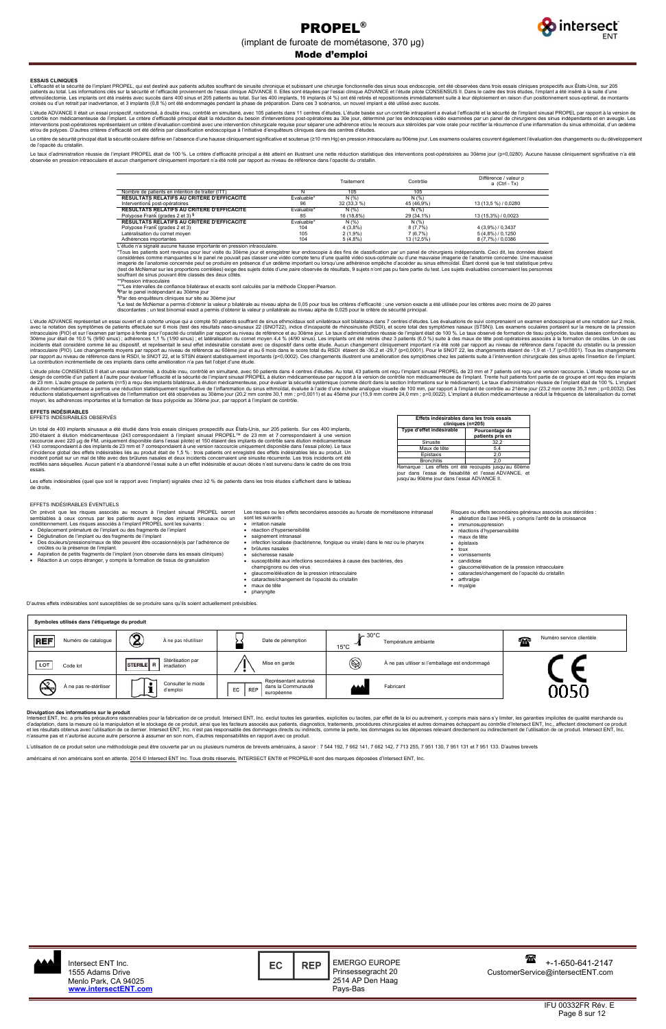# PROPEL®

(implant de furoate de mométasone, 370 µg)

## Mode d'emploi

### ESSAIS CLINIQUES

L'efficacité et la sécurité de l'implant PROPEL, qui est destiné aux patients adultes souffrant de sinusite chronique et subissant une chirurgie fonctionnelle des sinus sous endoscopie, ont été observées dans trois essais cliniques prospectifs aux États-Unis, sur 205 patients au total. Les informations clés sur la sécurité et l'efficacité proviennent de l'essai clinique ADVANCE II. Elles sont étayées par l'essai clinique ADVANCE et l'étude pilote CONSENSUS II. Dans le cadre des trois études, l'implant a été inséré à la suite d'une ethmoïdectomie. Les implants ont été insérés avec succès dans 400 sinus et 205 patients au total. Sur les 400 implants, 16 implants (4 %) ont été retirés et repositionnés immédiatement suite à leur déploiement en raison d'un positionnement sous-optimal, de mandrins croisés ou d'un retrait par inadvertance, et 3 implants (0,8 %) ont été endommagés pendant la phase de préparation. Dans ces 3 scénarios, un nouvel implant a été utilisé avec succès.

L'étude ADVANCE II était un essai prospectif, randomisé, à double insu, contrôlé en simultané, avec 105 patients dans 11 centres d'études. L'étude basée sur un contrôle intrapatient a évalué l'efficacité et la sécurité de l'implant sinusal PROPEL par rapport à la version de contrôle non médicamenteuse de l'implant. Le critère d'efficacité principal était la réduction du besoin d'interventions post-opératoires au 30e jour, déterminé par les endoscopies vidéo examinées par un panel de chirurgiens des sinus indépendants et en aveugle. Les interventions post-opératoires représentaient un critère d'évaluation combiné avec une intervention chirurgicale requise pour séparer une adhérence et/ou le recours aux stéroïdes par voie orale pour rectifier la récurrence d'une inflammation du sinus ethmoïdal, d'un œdème et/ou de polypes. D'autres critères d'efficacité ont été définis par classification endoscopique à l'initiative d'enquêteurs cliniques dans des centres d'études.

Le critère de sécurité principal était la sécurité oculaire définie en l'absence d'une hausse cliniquement significative et soutenue (≥10 mm Hg) en pression intraoculaire au 90ème jour. Les examens oculaires couvrent également l'évaluation des changements ou du développement de l'opacité du cristallin.

Le taux d'administration réussie de l'implant PROPEL était de 100 %. Le critère d'efficacité principal a été atteint en illustrant une nette réduction statistique des interventions post-opératoires au 30ème jour (p=0,0280). Aucune hausse cliniquement significative n'a été observée en pression intraoculaire et aucun changement cliniquement important n'a été noté par rapport au niveau de référence dans l'opacité du cristallin.

| | | Traitement | Contrôle | Différence / valeur p a (Ctrl - Tx) |
|---|---|---|---|---|
| Nombre de patients en intention de traiter (ITT) | N | 105 | 105 | |
| **RÉSULTATS RELATIFS AU CRITÈRE D'EFFICACITÉ** | Évaluable* | N (%) | N (%) | |
| Interventions post-opératoires | 96 | 32 (33,3 %) | 45 (46,9%) | 13 (13,5 %) / 0,0280 |
| **RÉSULTATS RELATIFS AU CRITÈRE D'EFFICACITÉ** | Évaluable* | N (%) | N (%) | |
| Polypose Frank (grades 2 et 3) § | 85 | 16 (18,8%) | 29 (34,1%) | 13 (15,3%) / 0,0023 |
| **RÉSULTATS RELATIFS AU CRITÈRE D'EFFICACITÉ** | Évaluable* | N (%) | N (%) | |
| Polypose Frank (grades 2 et 3) | 104 | 4 (3,8%) | 8 (7,7%) | 4 (3,9%) / 0,3437 |
| Latéralisation du cornet moyen | 105 | 2 (1,9%) | 7 (6,7%) | 5 (4,8%) / 0,1250 |
| Adhérences importantes | 104 | 5 (4,8%) | 13 (12,5%) | 8 (7,7%) / 0,0386 |

L'étude n'a signalé aucune hausse importante en pression intraoculaire.

*Tous les patients sont revenus pour leur visite du 30ème jour et enregistrer leur endoscopie à des fins de classification par un panel de chirurgiens indépendants. Ceci dit, les données étaient considérées comme manquantes si le panel ne pouvait pas classer une vidéo compte tenu d'une qualité vidéo sous-optimale ou d'une mauvaise imagerie de l'anatomie concernée. Une mauvaise imagerie de l'anatomie concernée peut se produire en présence d'un œdème important ou lorsqu'une adhérence empêche d'accéder au sinus ethmoïdal. Étant donné que le test statistique prévu (test de McNemar sur les proportions corrélées) exige des sujets dotés d'une *paire* observée de résultats, 9 sujets n'ont pas pu faire partie du test. Les sujets évaluables concernaient les personnes souffrant de sinus pouvant être classées des deux côtés.

**Pression intraoculaire

***Les intervalles de confiance bilatéraux et exacts sont calculés par la méthode Clopper-Pearson.

§Par le panel indépendant au 30ème jour

¶Par des enquêteurs cliniques sur site au 30ème jour

aLe test de McNemar a permis d'obtenir la valeur p bilatérale au niveau alpha de 0,05 pour tous les critères d'efficacité ; une version exacte a été utilisée pour les critères avec moins de 20 paires discordantes ; un test binomial exact a permis d'obtenir la valeur p unilatérale au niveau alpha de 0,025 pour le critère de sécurité principal.

L'étude ADVANCE représentait un essai ouvert et à cohorte unique qui a compté 50 patients souffrant de sinus ethmoïdaux soit unilatéraux soit bilatéraux dans 7 centres d'études. Les évaluations de suivi comprenaient un examen endoscopique et une notation sur 2 mois, avec la notation des symptômes de patients effectuée sur 6 mois (test des résultats naso-sinusaux 22 (SNOT22), indice d'incapacité de rhinosinusite (RSDI), et score total des symptômes nasaux (STSN)). Les examens oculaires portaient sur la mesure de la pression intraoculaire (PIO) et sur l'examen par lampe à fente pour l'opacité du cristallin par rapport au niveau de référence et au 30ème jour. Le taux d'administration réussie de l'implant était de 100 %. Le taux observé de formation de tissu polypoïde, toutes classes confondues au 30ème jour était de 10,0 % (9/90 sinus) ; adhérences 1,1 % (1/90 sinus) ; et latéralisation du cornet moyen 4,4 % (4/90 sinus). Les implants ont été retirés chez 3 patients (6,0 %) suite à des maux de tête post-opératoires associés à la formation de croûtes. Un de ces incidents était considéré comme lié au dispositif, et représentait le seul effet indésirable constaté avec ce dispositif dans cette étude. Aucun changement cliniquement important n'a été noté par rapport au niveau de référence dans l'opacité du cristallin ou la pression intraoculaire (PIO). Les changements moyens par rapport au niveau de référence au 60ème jour et au 6 mois dans le score total du RSDI étaient de -36,2 et -29,7 (p<0,0001). Pour le SNOT 22, les changements étaient de -1,9 et -1,7 (p<0,0001). Tous les changements par rapport au niveau de référence dans le RSDI, le SNOT 22, et le STSN étaient statistiquement importants (p<0,0001). Ces changements illustrent une amélioration des symptômes chez les patients suite à l'intervention chirurgicale des sinus après l'insertion de l'implant. La contribution incrémentielle de ces implants dans cette amélioration n'a pas fait l'objet d'une étude.

L'étude pilote CONSENSUS II était un essai randomisé, à double insu, contrôlé en simultané, avec 50 patients dans 4 centres d'études. Au total, 43 patients ont reçu l'implant sinusal PROPEL de 23 mm et 7 patients ont reçu une version raccourcie. L'étude repose sur un design de contrôle d'un patient à l'autre pour évaluer l'efficacité et la sécurité de l'implant sinusal PROPEL à élution médicamenteuse par rapport à la version de contrôle non médicamenteuse de l'implant. Trente huit patients font partie de ce groupe et ont reçu des implants de 23 mm. L'autre groupe de patients (n=5) a reçu des implants bilatéraux, à élution médicamenteuse, pour évaluer la sécurité systémique (comme décrit dans la section Informations sur le médicament). Le taux d'administration réussie de l'implant était de 100 %. L'implant à élution médicamenteuse a permis une réduction statistiquement significative de l'inflammation du sinus ethmoïdal, évaluée à l'aide d'une échelle analogue visuelle de 100 mm, par rapport à l'implant de contrôle au 21ème jour (23,2 mm contre 35,3 mm ; p=0,0032). Des réductions statistiquement significatives de l'inflammation ont été observées au 30ème jour (20,2 mm contre 30,1 mm ; p=0,0011) et au 45ème jour (15,9 mm contre 24,0 mm ; p=0,0022). L'implant à élution médicamenteuse a réduit la fréquence de latéralisation du cornet moyen, les adhérences importantes et la formation de tissu polypoïde au 30ème jour, par rapport à l'implant de contrôle.

### EFFETS INDÉSIRABLES

EFFETS INDÉSIRABLES OBSERVÉS

Un total de 400 implants sinusaux a été étudié dans trois essais cliniques prospectifs aux États-Unis, sur 205 patients. Sur ces 400 implants, 250 étaient à élution médicamenteuse (243 correspondant à l'implant sinusal PROPEL™ de 23 mm et 7 correspondant à une version raccourcie avec 220 µg de FM, uniquement disponible dans l'essai pilote) et 150 étaient des implants de contrôle sans élution médicamenteuse (143 correspondant à des implants de 23 mm et 7 correspondant à une version raccourcie uniquement disponible dans l'essai pilote). Le taux d'incidence global des effets indésirables liés au produit était de 1,5 % : trois patients ont enregistré des effets indésirables liés au produit. Un incident portait sur un mal de tête avec des brûlures nasales et deux incidents concernaient une sinusite récurrente. Les trois incidents ont été rectifiés sans séquelles. Aucun patient n'a abandonné l'essai suite à un effet indésirable et aucun décès n'est survenu dans le cadre de ces trois essais.

Les effets indésirables (quel que soit le rapport avec l'implant) signalés chez ≥2 % de patients dans les trois études s'affichent dans le tableau de droite.

| Effets indésirables dans les trois essais cliniques (n=205) | |
|---|---|
| **Type d'effet indésirable** | **Pourcentage de patients pris en** |
| Sinusite | 32,2 |
| Maux de tête | 5,4 |
| Épistaxis | 2,0 |
| Bronchitis | 2,0 |

Remarque : Les effets ont été recoupés jusqu'au 60ème jour dans l'essai de faisabilité et l'essai ADVANCE, et jusqu'au 90ème jour dans l'essai ADVANCE II.

EFFETS INDÉSIRABLES ÉVENTUELS

On prévoit que les risques associés au recours à l'implant sinusal PROPEL seront semblables à ceux connus par les patients ayant reçu des implants sinusaux ou un conditionnement. Les risques associés à l'implant PROPEL sont les suivants :

- Déplacement prématuré de l'implant ou des fragments de l'implant
- Déglutination de l'implant ou des fragments de l'implant
- Des douleurs/pressions/maux de tête peuvent être occasionné(e)s par l'adhérence de croûtes ou la présence de l'implant.
- Aspiration de petits fragments de l'implant (non observée dans les essais cliniques)
- Réaction à un corps étranger, y compris la formation de tissus de granulation

Les risques ou les effets secondaires associés au furoate de mométasone intranasal sont les suivants :

- irritation nasale
- réaction d'hypersensibilité
- saignement intranasal
- infection localisée (bactérienne, fongique ou virale) dans le nez ou le pharynx
- brûlures nasales
- sécheresse nasale
- susceptibilité aux infections secondaires à cause des bactéries, des champignons ou des virus
- glaucome/élévation de la pression intraoculaire
- cataractes/changement de l'opacité du cristallin
- maux de tête
- pharyngite

Risques ou effets secondaires généraux associés aux stéroïdes :

- altération de l'axe HHS, y compris l'arrêt de la croissance
- immunosuppression
- réactions d'hypersensibilité
- maux de tête
- épistaxis
- toux
- vomissements
- candidose
- glaucome/élévation de la pression intraoculaire
- cataractes/changement de l'opacité du cristallin
- arthralgie
- myalgie

D'autres effets indésirables sont susceptibles de se produire sans qu'ils soient actuellement prévisibles.

| Symboles utilisés dans l'étiquetage du produit | | | | |
|---|---|---|---|---|
| REF — Numéro de catalogue | À ne pas réutiliser | Date de péremption | 15°C – 30°C Température ambiante | Numéro service clientèle |
| LOT — Code lot | STERILE R — Stérilisation par irradiation | Mise en garde | À ne pas utiliser si l'emballage est endommagé | CE 0050 |
| À ne pas re-stériliser | Consulter le mode d'emploi | EC REP — Représentant autorisé dans la Communauté européenne | Fabricant | |

**Divulgation des informations sur le produit**

Intersect ENT, Inc. a pris les précautions raisonnables pour la fabrication de ce produit. Intersect ENT, Inc. exclut toutes les garanties, explicites ou tacites, par effet de la loi ou autrement, y compris mais sans s'y limiter, les garanties implicites de qualité marchande ou d'adaptation, dans la mesure où la manipulation et le stockage de ce produit, ainsi que les facteurs associés aux patients, diagnostics, traitements, procédures chirurgicales et autres domaines échappant au contrôle d'Intersect ENT, Inc., affectent directement ce produit et les résultats obtenus avec l'utilisation de ce dernier. Intersect ENT, Inc. n'est pas responsable des dommages directs ou indirects, comme la perte, les dommages ou les dépenses relevant directement ou indirectement de l'utilisation de ce produit. Intersect ENT, Inc. n'assume pas et n'autorise aucune autre personne à assumer en son nom, d'autres responsabilités en rapport avec ce produit.

L'utilisation de ce produit selon une méthodologie peut être couverte par un ou plusieurs numéros de brevets américains, à savoir : 7 544 192, 7 662 141, 7 662 142, 7 713 255, 7 951 130, 7 951 131 et 7 951 133. D'autres brevets

américains et non américains sont en attente. 2014 © Intersect ENT Inc. Tous droits réservés. INTERSECT ENT® et PROPEL® sont des marques déposées d'Intersect ENT, Inc.

Intersect ENT Inc.
1555 Adams Drive
Menlo Park, CA 94025
**www.intersectENT.com**

EC REP
EMERGO EUROPE
Prinsessegracht 20
2514 AP Den Haag
Pays-Bas

+-1-650-641-2147
CustomerService@intersectENT.com

IFU 00332FR Rév. E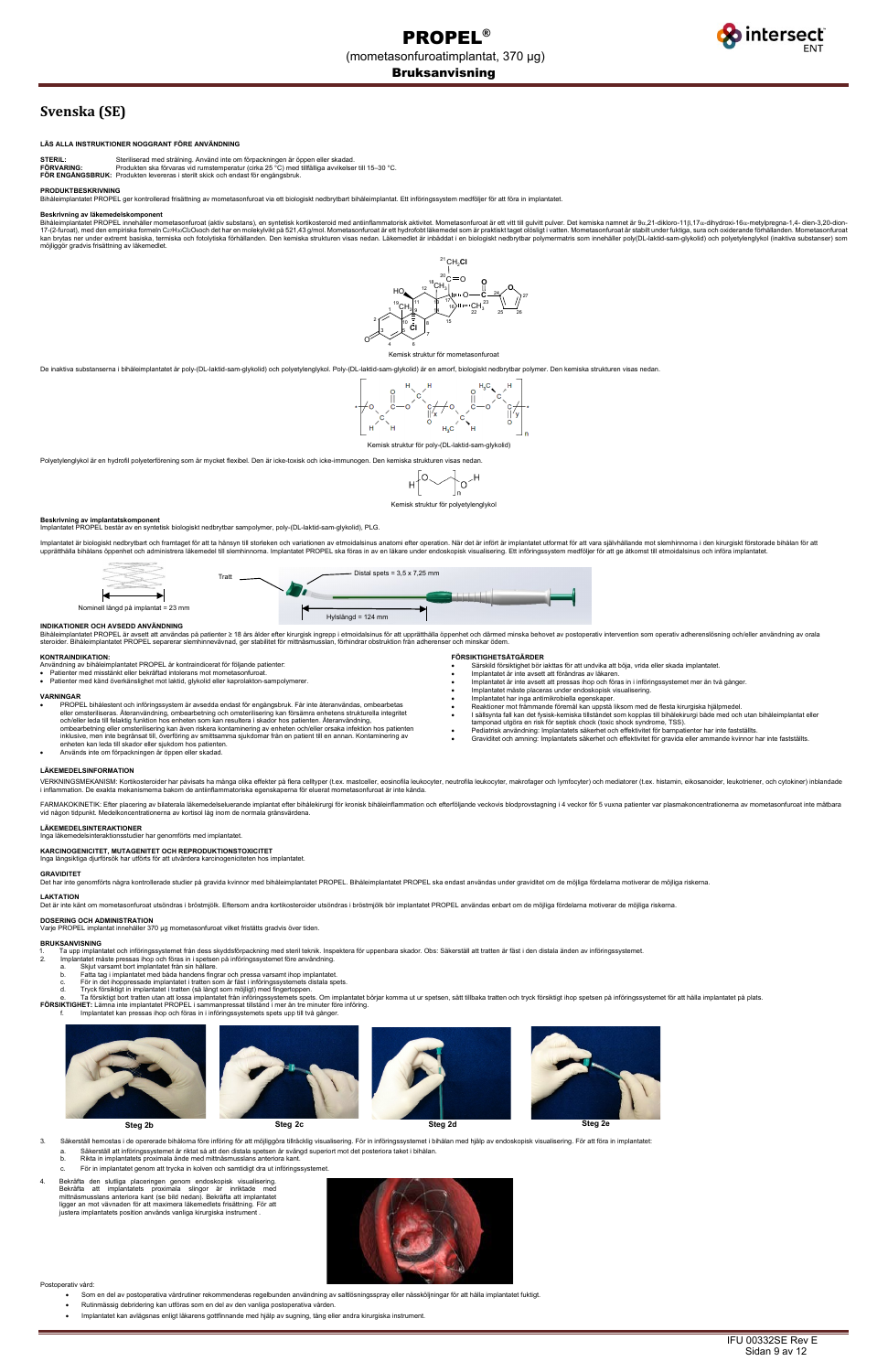# PROPEL®

(mometasonfuroatimplantat, 370 µg)

**Bruksanvisning**

## Svenska (SE)

**LÄS ALLA INSTRUKTIONER NOGGRANT FÖRE ANVÄNDNING**

**STERIL:** Steriliserad med strålning. Använd inte om förpackningen är öppen eller skadad.
**FÖRVARING:** Produkten ska förvaras vid rumstemperatur (cirka 25 °C) med tillfälliga avvikelser till 15–30 °C.
**FÖR ENGÅNGSBRUK:** Produkten levereras i sterilt skick och endast för engångsbruk.

**PRODUKTBESKRIVNING**
Bihåleimplantatet PROPEL ger kontrollerad frisättning av mometasonfuroat via ett biologiskt nedbrytbart bihåleimplantat. Ett införingssystem medföljer för att föra in implantatet.

**Beskrivning av läkemedelskomponent**
Bihåleimplantatet PROPEL innehåller mometasonfuroat (aktiv substans), en syntetisk kortikosteroid med antiinflammatorisk aktivitet. Mometasonfuroat är ett vitt till gulvitt pulver. Det kemiska namnet är 9α,21-dikloro-11β,17α-dihydroxi-16α-metylpregna-1,4- dien-3,20-dion-17-(2-furoat), med den empiriska formeln $C_{27}H_{30}Cl_2O_6$ och det har en molekylvikt på 521,43 g/mol. Mometasonfuroat är hydrofobt läkemedel som är praktiskt taget olösligt i vatten. Mometasonfuroat är stabilt under fuktiga, sura och oxiderande förhållanden. Mometasonfuroat kan brytas ner under extremt basiska, termiska och fotolytiska förhållanden. Den kemiska strukturen visas nedan. Läkemedlet är inbäddat i en biologiskt nedbrytbar polymermatris som innehåller poly(DL-laktid-sam-glykolid) och polyetylenglykol (inaktiva substanser) som möjliggör gradvis frisättning av läkemedlet.

Kemisk struktur för mometasonfuroat

De inaktiva substanserna i bihåleimplantatet är poly-(DL-laktid-sam-glykolid) och polyetylenglykol. Poly-(DL-laktid-sam-glykolid) är en amorf, biologiskt nedbrytbar polymer. Den kemiska strukturen visas nedan.

Kemisk struktur för poly-(DL-laktid-sam-glykolid)

Polyetylenglykol är en hydrofil polyeterförening som är mycket flexibel. Den är icke-toxisk och icke-immunogen. Den kemiska strukturen visas nedan.

Kemisk struktur för polyetylenglykol

**Beskrivning av implantatskomponent**
Implantatet PROPEL består av en syntetisk biologiskt nedbrytbar sampolymer, poly-(DL-laktid-sam-glykolid), PLG.

Implantatet är biologiskt nedbrytbart och framtaget för att ta hänsyn till storleken och variationen av etmoidalsinus anatomi efter operation. När det är infört är implantatet utformat för att vara självhållande mot slemhinnorna i den kirurgiskt förstorade bihålan för att upprätthålla bihålans öppenhet och administrera läkemedel till slemhinnorna. Implantatet PROPEL ska föras in av en läkare under endoskopisk visualisering. Ett införingssystem medföljer för att ge åtkomst till etmoidalsinus och införa implantatet.

Nominell längd på implantat = 23 mm

Tratt

Distal spets = 3,5 x 7,25 mm

Hylslängd = 124 mm

**INDIKATIONER OCH AVSEDD ANVÄNDNING**
Bihåleimplantatet PROPEL är avsett att användas på patienter ≥ 18 års ålder efter kirurgisk ingrepp i etmoidalsinus för att upprätthålla öppenhet och därmed minska behovet av postoperativ intervention som operativ adherenslösning och/eller användning av orala steroider. Bihåleimplantatet PROPEL separerar slemhinnevävnad, ger stabilitet för mittnäsmusslan, förhindrar obstruktion från adherenser och minskar ödem.

**KONTRAINDIKATION:**
Användning av bihåleimplantatet PROPEL är kontraindicerat för följande patienter:
- Patienter med misstänkt eller bekräftad intolerans mot mometasonfuroat.
- Patienter med känd överkänslighet mot laktid, glykolid eller kaprolakton-sampolymerer.

**VARNINGAR**
- PROPEL bihålestent och införingssystem är avsedda endast för engångsbruk. Får inte återanvändas, ombearbetas eller omsteriliseras. Återanvändning, ombearbetning och omsterilisering kan försämra enhetens strukturella integritet och/eller leda till felaktig funktion hos enheten som kan resultera i skador hos patienten. Återanvändning, ombearbetning eller omsterilisering kan även riskera kontaminering av enheten och/eller orsaka infektion hos patienten inklusive, men inte begränsat till, överföring av smittsamma sjukdomar från en patient till en annan. Kontaminering av enheten kan leda till skador eller sjukdom hos patienten.
- Används inte om förpackningen är öppen eller skadad.

**FÖRSIKTIGHETSÅTGÄRDER**
- Särskild försiktighet bör iakttas för att undvika att böja, vrida eller skada implantatet.
- Implantatet är inte avsett att förändras av läkaren.
- Implantatet är inte avsett att pressas ihop och föras in i införingssystemet mer än två gånger.
- Implantatet måste placeras under endoskopisk visualisering.
- Implantatet har inga antimikrobiella egenskaper.
- Reaktioner mot främmande föremål kan uppstå liksom med de flesta kirurgiska hjälpmedel.
- I sällsynta fall kan det fysisk-kemiska tillståndet som kopplas till bihålekirurgi både med och utan bihåleimplantatet eller tamponad utgöra en risk för septisk chock (toxic shock syndrome, TSS).
- Pediatrisk användning: Implantatets säkerhet och effektivitet för barnpatienter har inte fastställts.
- Graviditet och amning: Implantatets säkerhet och effektivitet för gravida eller ammande kvinnor har inte fastställts.

**LÄKEMEDELSINFORMATION**

VERKNINGSMEKANISM: Kortikosteroider har påvisats ha många olika effekter på flera celltyper (t.ex. mastceller, eosinofila leukocyter, neutrofila leukocyter, makrofager och lymfocyter) och mediatorer (t.ex. histamin, eikosanoider, leukotriener, och cytokiner) inblandade i inflammation. De exakta mekanismerna bakom de antiinflammatoriska egenskaperna för eluerat mometasonfuroat är inte kända.

FARMAKOKINETIK: Efter placering av bilaterala läkemedelseluerande implantat efter bihålekirurgi för kronisk bihåleinflammation och efterföljande veckovis blodprovstagning i 4 veckor för 5 vuxna patienter var plasmakoncentrationerna av mometasonfuroat inte mätbara vid någon tidpunkt. Medelkoncentrationerna av kortisol låg inom de normala gränsvärdena.

**LÄKEMEDELSINTERAKTIONER**
Inga läkemedelsinteraktionsstudier har genomförts med implantatet.

**KARCINOGENICITET, MUTAGENITET OCH REPRODUKTIONSTOXICITET**
Inga långsiktiga djurförsök har utförts för att utvärdera karcinogeniciteten hos implantatet.

**GRAVIDITET**
Det har inte genomförts några kontrollerade studier på gravida kvinnor med bihåleimplantatet PROPEL. Bihåleimplantatet PROPEL ska endast användas under graviditet om de möjliga fördelarna motiverar de möjliga riskerna.

**LAKTATION**
Det är inte känt om mometasonfuroat utsöndras i bröstmjölk. Eftersom andra kortikosteroider utsöndras i bröstmjölk bör implantatet PROPEL användas enbart om de möjliga fördelarna motiverar de möjliga riskerna.

**DOSERING OCH ADMINISTRATION**
Varje PROPEL implantat innehåller 370 µg mometasonfuroat vilket frisätts gradvis över tiden.

**BRUKSANVISNING**
1. Ta upp implantatet och införingssystemet från dess skyddsförpackning med steril teknik. Inspektera för uppenbara skador. Obs: Säkerställ att tratten är fäst i den distala änden av införingssystemet.
2. Implantatet måste pressas ihop och föras in i spetsen på införingssystemet före användning.
   a. Skjut varsamt bort implantatet från sin hållare.
   b. Fatta tag i implantatet med båda handens fingrar och pressa varsamt ihop implantatet.
   c. För in det hoppressade implantatet i tratten som är fäst i införingssystemets distala spets.
   d. Tryck försiktigt in implantatet i tratten (så långt som möjligt) med fingertoppen.
   e. Ta försiktigt bort tratten utan att lossa implantatet från införingssystemets spets. Om implantatet börjar komma ut ur spetsen, sätt tillbaka tratten och tryck försiktigt ihop spetsen på införingssystemet för att hålla implantatet på plats.

**FÖRSIKTIGHET:** Lämna inte implantatet PROPEL i sammanpressat tillstånd i mer än tre minuter före införing.

   f. Implantatet kan pressas ihop och föras in i införingssystemets spets upp till två gånger.

Steg 2b

Steg 2c

Steg 2d

Steg 2e

3. Säkerställ hemostas i de opererade bihålorna före införing för att möjliggöra tillräcklig visualisering. För in införingssystemet i bihålan med hjälp av endoskopisk visualisering. För att föra in implantatet:
   a. Säkerställ att införingssystemet är riktat så att den distala spetsen är svängd superiort mot det posteriora taket i bihålan.
   b. Rikta in implantatets proximala ände med mittnäsmusslans anteriora kant.
   c. För in implantatet genom att trycka in kolven och samtidigt dra ut införingssystemet.
4. Bekräfta den slutliga placeringen genom endoskopisk visualisering. Bekräfta att implantatets proximala slingor är inriktade med mittnäsmusslans anteriora kant (se bild nedan). Bekräfta att implantatet ligger an mot vävnaden för att maximera läkemedlets frisättning. För att justera implantatets position används vanliga kirurgiska instrument .

Postoperativ vård:
- Som en del av postoperativa vårdrutiner rekommenderas regelbunden användning av saltlösningsspray eller nässköljningar för att hålla implantatet fuktigt.
- Rutinmässig debridering kan utföras som en del av den vanliga postoperativa vården.
- Implantatet kan avlägsnas enligt läkarens gottfinnande med hjälp av sugning, tång eller andra kirurgiska instrument.

IFU 00332SE Rev E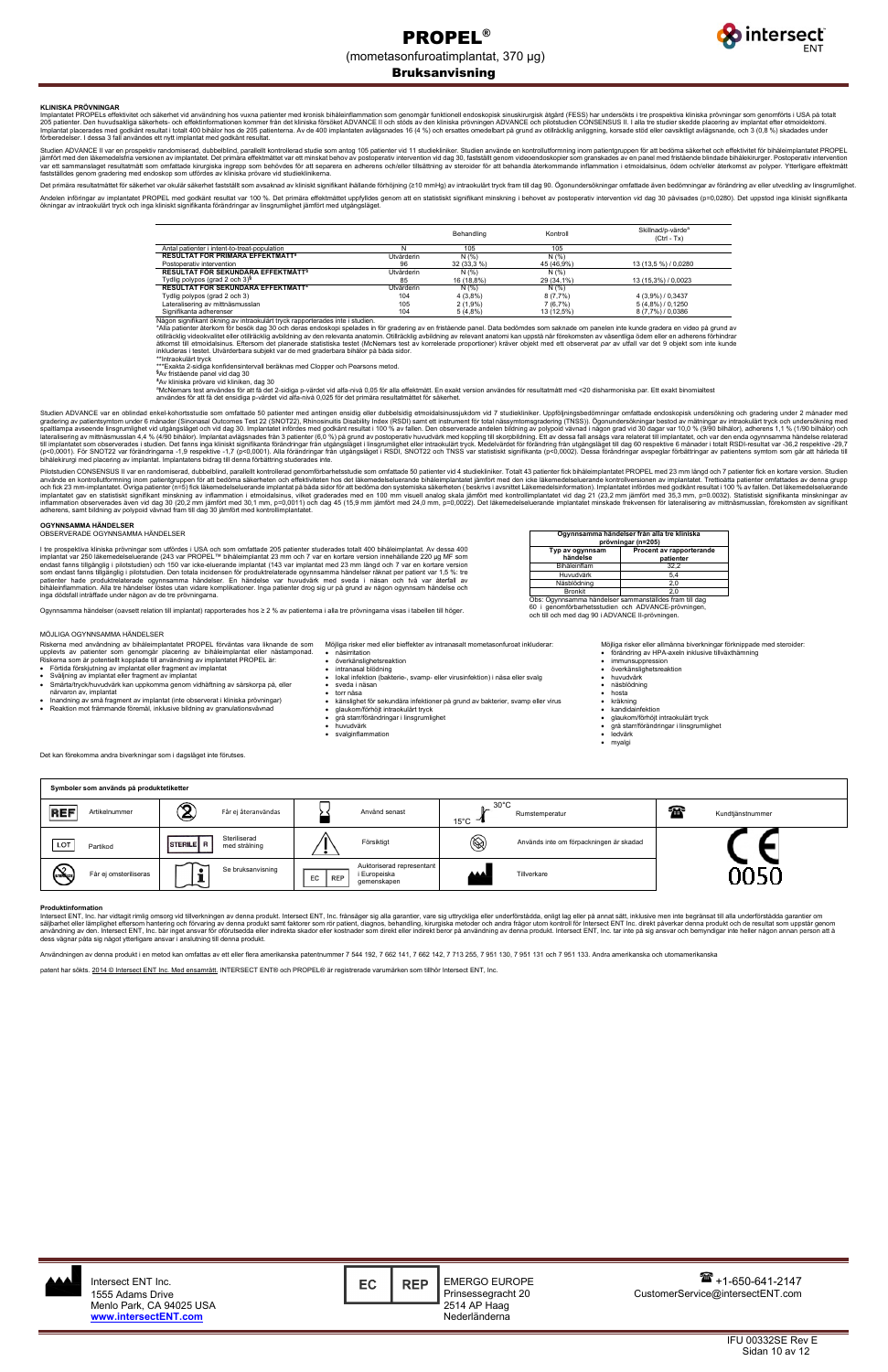# PROPEL®

(mometasonfuroatimplantat, 370 µg)

**Bruksanvisning**

### KLINISKA PRÖVNINGAR

Implantatet PROPELs effektivitet och säkerhet vid användning hos vuxna patienter med kronisk bihåleinflammation som genomgår funktionell endoskopisk sinuskirurgisk åtgärd (FESS) har undersökts i tre prospektiva kliniska prövningar som genomförts i USA på totalt 205 patienter. Den huvudsakliga säkerhets- och effektinformationen kommer från det kliniska försöket ADVANCE II och stöds av den kliniska prövningen ADVANCE och pilotstudien CONSENSUS II. I alla tre studier skedde placering av implantat efter etmoidektomi. Implantat placerades med godkänt resultat i totalt 400 bihålor hos de 205 patienterna. Av de 400 implantaten avlägsnades 16 (4 %) och ersattes omedelbart på grund av otillräcklig anliggning, korsade stöd eller oavsiktligt avlägsnande, och 3 (0,8 %) skadades under förberedelser. I dessa 3 fall användes ett nytt implantat med godkänt resultat.

Studien ADVANCE II var en prospektiv randomiserad, dubbelblind, parallellt kontrollerad studie som antog 105 patienter vid 11 studiekliniker. Studien använde en kontrollutformning inom patientgruppen för att bedöma säkerhet och effektivitet för bihåleimplantatet PROPEL jämfört med den läkemedelsfria versionen av implantatet. Det primära effektmåttet var ett minskat behov av postoperativ intervention vid dag 30, fastställt genom videoendoskopier som granskades av en panel med fristående blindade bihålekirurger. Postoperativ intervention var ett sammanslaget resultatmått som omfattade kirurgiska ingrepp som behövdes för att separera en adherens och/eller tillsättning av steroider för att behandla återkommande inflammation i etmoidalsinus, ödem och/eller polyper. Ytterligare effektmått fastställdes genom gradering med endoskop som utfördes av kliniska prövare vid studieklinikerna.

Det primära resultatmåttet för säkerhet var okulär säkerhet fastställt som avsaknad av kliniskt signifikant ihållande förhöjning (≥10 mmHg) av intraokulärt tryck fram till dag 90. Ögonundersökningar omfattade även bedömningar av förändring av eller utveckling av linsgrumlighet.

Andelen införingar av implantatet PROPEL med godkänt resultat var 100 %. Det primära effektmåttet uppfylldes genom att en statistiskt signifikant minskning i behovet av postoperativ intervention vid dag 30 påvisades (p=0,0280). Det uppstod inga kliniskt signifikanta ökningar av intraokulärt tryck och inga kliniskt signifikanta förändringar av linsgrumlighet jämfört med utgångsläget.

| | | Behandling | Kontroll | Skillnad/p-värde[a] (Ctrl - Tx) |
|---|---|---|---|---|
| Antal patienter i intent-to-treat-population | N | 105 | 105 | |
| **RESULTAT FÖR PRIMÄRA EFFEKTMÅTT*** | Utvärderin | N (%) | N (%) | |
| Postoperativ intervention | 96 | 32 (33,3 %) | 45 (46,9%) | 13 (13,5 %) / 0,0280 |
| **RESULTAT FÖR SEKUNDÄRA EFFEKTMÅTT§** | Utvärderin | N (%) | N (%) | |
| Tydlig polypos (grad 2 och 3)§ | 85 | 16 (18,8%) | 29 (34,1%) | 13 (15,3%) / 0,0023 |
| **RESULTAT FÖR SEKUNDÄRA EFFEKTMÅTT‡** | Utvärderin | N (%) | N (%) | |
| Tydlig polypos (grad 2 och 3) | 104 | 4 (3,8%) | 8 (7,7%) | 4 (3,9%) / 0,3437 |
| Lateralisering av mittnäsmusslan | 105 | 2 (1,9%) | 7 (6,7%) | 5 (4,8%) / 0,1250 |
| Signifikanta adherenser | 104 | 5 (4,8%) | 13 (12,5%) | 8 (7,7%) / 0,0386 |

Någon signifikant ökning av intraokulärt tryck rapporterades inte i studien.

*Alla patienter återkom för besök dag 30 och deras endoskopi spelades in för gradering av en fristående panel. Data bedömdes som saknade om panelen inte kunde gradera en video på grund av otillräcklig videokvalitet eller otillräcklig avbildning av den relevanta anatomin. Otillräcklig avbildning av relevant anatomi kan uppstå när förekomsten av väsentliga ödem eller en adherens förhindrar åtkomst till etmoidalsinus. Eftersom det planerade statistiska testet (McNemars test av korrelerade proportioner) kräver objekt med ett observerat par av utfall var det 9 objekt som inte kunde inkluderas i testet. Utvärderbara subjekt var de med graderbara bihålor på båda sidor.

**Intraokulärt tryck

***Exakta 2-sidiga konfidensintervall beräknas med Clopper och Pearsons metod.

§Av fristående panel vid dag 30

‡Av kliniska prövare vid kliniken, dag 30

[a]McNemars test användes för att få det 2-sidiga p-värdet vid alfa-nivå 0,05 för alla effektmått. En exakt version användes för resultatmått med <20 disharmoniska par. Ett exakt binomialtest användes för att få det ensidiga p-värdet vid alfa-nivå 0,025 för det primära resultatmåttet för säkerhet.

Studien ADVANCE var en oblindad enkel-kohortsstudie som omfattade 50 patienter med antingen ensidig eller dubbelsidig etmoidalsinussjukdom vid 7 studiekliniker. Uppföljningsbedömningar omfattade endoskopisk undersökning och gradering under 2 månader med gradering av patientsymtom under 6 månader (Sinonasal Outcomes Test 22 (SNOT22), Rhinosinusitis Disability Index (RSDI) samt ett instrument för total nässymtomsgradering (TNSS)). Ögonundersökningar bestod av mätningar av intraokulärt tryck och undersökning med spaltlampa avseende linsgrumlighet vid utgångsläget och vid dag 30. Implantatet infördes med godkänt resultat i 100 % av fallen. Den observerade andelen bildning av polypoid vävnad i någon grad vid 30 dagar var 10,0 % (9/90 bihålor), adherens 1,1 % (1/90 bihålor) och lateralisering av mittnäsmusslan 4,4 % (4/90 bihålor). Implantat avlägsnades från 3 patienter (6,0 %) på grund av postoperativ huvudvärk med koppling till skorpbildning. Ett av dessa fall ansågs vara relaterat till implantatet, och var den enda ogynnsamma händelse relaterad till implantatet som observerades i studien. Det fanns inga kliniskt signifikanta förändringar från utgångsläget i linsgrumlighet eller intraokulärt tryck. Medelvärdet för förändring från utgångsläget i totalt RSDI-resultat var -36,2 respektive -29,7 (p<0,0001). För SNOT22 var förändringarna -1,9 respektive -1,7 (p<0,0001). Alla förändringar från utgångsläget i RSDI, SNOT22 och TNSS var statistiskt signifikanta (p<0,0001). Dessa förändringar avspeglar förbättringar av patientens symtom som gjort det härleda till bihålekirurgi med placering av implantat. Implantatens bidrag till denna förbättring studerades inte.

Pilotstudien CONSENSUS II var en randomiserad, dubbelblind, parallellt kontrollerad genomförbarhetsstudie som omfattade 50 patienter vid 4 studiekliniker. Totalt 43 patienter fick bihåleimplantatet PROPEL med 23 mm längd och 7 patienter fick en kortare version. Studien använde en kontrollutformning inom patientgruppen för att bedöma säkerheten och effektiviteten hos det läkemedelseluerande bihåleimplantatet jämfört med den icke läkemedelseluerande kontrollversionen av implantatet. Trettioåtta patienter omfattades av denna grupp och fick 23 mm-implantatet. Övriga patienter (n=5) fick läkemedelseluerande implantat på båda sidor för att bedöma den systemiska säkerheten ( beskrivs i avsnittet Läkemedelsinformation). Implantatet infördes med godkänt resultat i 100 % av fallen. Det läkemedelseluerande implantatet gav en statistiskt signifikant minskning av inflammation i etmoidalsinus, vilket graderades med en 100 mm visuell analog skala jämfört med kontrollimplantatet vid dag 21 (23,2 mm jämfört med 35,3 mm, p=0.0032). Statistiskt signifikanta minskningar av inflammation observerades även vid dag 30 (20,2 mm jämfört med 30,1 mm, p=0,0011) och dag 45 (15,9 mm jämfört med 24,0 mm, p=0,0022). Det läkemedelseluerande implantatet minskade frekvensen för lateralisering av mittnäsmusslan, förekomsten av signifikant adherens, samt bildning av polypoid vävnad fram till dag 30 jämfört med kontrollimplantatet.

### OGYNNSAMMA HÄNDELSER

OBSERVERADE OGYNNSAMMA HÄNDELSER

I tre prospektiva kliniska prövningar som utfördes i USA och som omfattade 205 patienter studerades totalt 400 bihåleimplantat. Av dessa 400 implantat var 250 läkemedelseluerande (243 var PROPEL™ bihåleimplantat 23 mm och 7 var en kortare version innehållande 220 µg MF som endast fanns tillgänglig i pilotstudien) och 150 var icke-eluerande implantat (143 var implantat med 23 mm längd och 7 var en kortare version som endast fanns tillgänglig i pilotstudien. Den totala incidensen för produktrelaterade ogynnsamma händelser per patient var 1,5 %: tre patienter hade produktrelaterade ogynnsamma händelser. En händelse var huvudvärk med sveda i näsan och två var återfall av bihåleinflammation. Alla tre händelser löstes utan vidare komplikationer. Inga patienter drog sig ur på grund av någon ogynnsam händelse och inga dödsfall inträffade under någon av de tre prövningarna.

Ogynnsamma händelser (oavsett relation till implantat) rapporterades hos ≥ 2 % av patienterna i alla tre prövningarna visas i tabellen till höger.

| Ogynnsamma händelser från alla tre kliniska prövningar (n=205) | |
|---|---|
| **Typ av ogynnsam händelse** | **Procent av rapporterande patienter** |
| Bihåleinflam | 32,2 |
| Huvudvärk | 5,4 |
| Näsblödning | 2,0 |
| Bronkit | 2,0 |

Obs: Ogynnsamma händelser sammanställdes fram till dag 60 i genomförbarhetsstudien och ADVANCE-prövningen, och till och med dag 90 i ADVANCE II-prövningen.

MÖJLIGA OGYNNSAMMA HÄNDELSER

Riskerna med användning av bihåleimplantatet PROPEL förväntas vara liknande de som upplevts av patienter som genomgår placering av bihåleimplantat eller nästamponad. Riskerna som är potentiellt kopplade till användning av implantatet PROPEL är:

- Förtida förskjutning av implantat eller fragment av implantat
- Sväljning av implantat eller fragment av implantat
- Smärta/tryck/huvudvärk kan uppkomma genom vidhäftning av sårskorpa på, eller närvaron av, implantat
- Inandning av små fragment av implantat (inte observerat i kliniska prövningar)
- Reaktion mot främmande föremål, inklusive bildning av granulationsvävnad

Möjliga risker med eller bieffekter av intranasalt mometasonfuroat inkluderar:

- näsirritation
- överkänslighetsreaktion
- intranasal blödning
- lokal infektion (bakterie-, svamp- eller virusinfektion) i näsa eller svalg
- sveda i näsan
- torr näsa
- känslighet för sekundära infektioner på grund av bakterier, svamp eller virus
- glaukom/förhöjt intraokulärt tryck
- grå starr/förändringar i linsgrumlighet
- huvudvärk
- svalginflammation

Möjliga risker eller allmänna biverkningar förknippade med steroider:

- förändring av HPA-axeln inklusive tillväxthämning
- immunsuppression
- överkänslighetsreaktion
- huvudvärk
- näsblödning
- hosta
- kräkning
- kandidainfektion
- glaukom/förhöjt intraokulärt tryck
- grå starr/förändringar i linsgrumlighet
- ledvärk
- myalgi

Det kan förekomma andra biverkningar som i dagsläget inte förutses.

| **Symboler som används på produktetiketter** | | | | | | | | | |
|---|---|---|---|---|---|---|---|---|---|
| REF | Artikelnummer | | Får ej återanvändas | | Använd senast | 15°C – 30°C | Rumstemperatur | | Kundtjänstnummer |
| LOT | Partikod | STERILE R | Steriliserad med strålning | | Försiktigt | | Används inte om förpackningen är skadad | CE 0050 | |
| | Får ej omsteriliseras | | Se bruksanvisning | EC REP | Auktoriserad representant i Europeiska gemenskapen | | Tillverkare | | |

### Produktinformation

Intersect ENT, Inc. har vidtagit rimlig omsorg vid tillverkningen av denna produkt. Intersect ENT, Inc. frånsäger sig alla garantier, vare sig uttryckliga eller underförstådda, enligt lag eller på annat sätt, inklusive men inte begränsat till alla underförstådda garantier om säljbarhet eller lämplighet eftersom hantering och förvaring av denna produkt samt faktorer som rör patient, diagnos, behandling, kirurgiska metoder och andra frågor utom kontroll för Intersect ENT Inc. direkt påverkar denna produkt och de resultat som uppstår genom användning av den. Intersect ENT, Inc. bär inget ansvar för oförutsedda eller indirekta skador eller kostnader som direkt eller indirekt beror på användning av denna produkt. Intersect ENT, Inc. tar inte på sig ansvar och bemyndigar inte heller någon annan person att å dess vägnar påta sig något ytterligare ansvar i anslutning till denna produkt.

Användningen av denna produkt i en metod kan omfattas av ett eller flera amerikanska patentnummer 7 544 192, 7 662 141, 7 662 142, 7 713 255, 7 951 130, 7 951 131 och 7 951 133. Andra amerikanska och utomamerikanska

patent har sökts. 2014 © Intersect ENT Inc. Med ensamrätt. INTERSECT ENT® och PROPEL® är registrerade varumärken som tillhör Intersect ENT, Inc.

Intersect ENT Inc.
1555 Adams Drive
Menlo Park, CA 94025 USA
www.intersectENT.com

EC REP
EMERGO EUROPE
Prinsessegracht 20
2514 AP Haag
Nederländerna

+1-650-641-2147
CustomerService@intersectENT.com

IFU 00332SE Rev E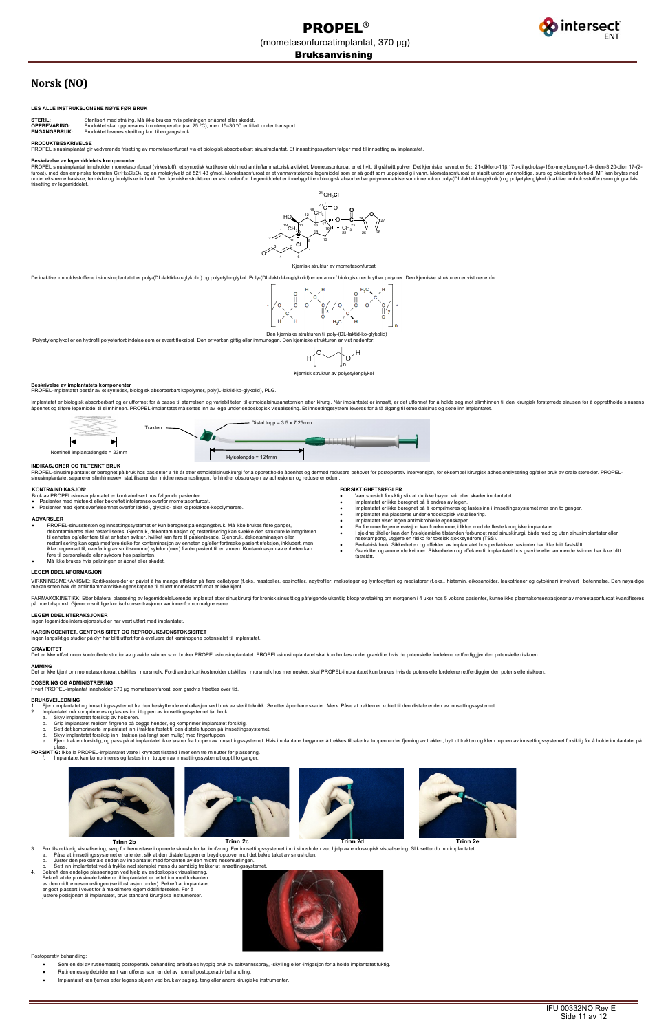# PROPEL®

(mometasonfuroatimplantat, 370 µg)

**Bruksanvisning**

## Norsk (NO)

**LES ALLE INSTRUKSJONENE NØYE FØR BRUK**

**STERIL:** Sterilisert med stråling. Må ikke brukes hvis pakningen er åpnet eller skadet.
**OPPBEVARING:** Produktet skal oppbevares i romtemperatur (ca. 25 °C), men 15–30 °C er tillatt under transport.
**ENGANGSBRUK:** Produktet leveres sterilt og kun til engangsbruk.

**PRODUKTBESKRIVELSE**
PROPEL sinusimplantat gir vedvarende frisetting av mometasonfuroat via et biologisk absorberbart sinusimplantat. Et innsettingssystem følger med til innsetting av implantatet.

**Beskrivelse av legemiddelets komponenter**
PROPEL sinusimplantat inneholder mometasonfuroat (virkestoff), et syntetisk kortikosteroid med antiinflammatorisk aktivitet. Mometasonfuroat er et hvitt til gråhvitt pulver. Det kjemiske navnet er 9α, 21-dikloro-11β,17α-dihydroksy-16α-metylpregna-1,4- dien-3,20-dion 17-(2-furoat), med den empiriske formelen $C_{27}H_{30}Cl_2O_6$, og en molekylvekt på 521,43 g/mol. Mometasonfuroat er et vannavstøtende legemiddel som er så godt som uoppløselig i vann. Mometasonfuroat er stabilt under vannholdige, sure og oksidative forhold. MF kan brytes ned under ekstreme basiske, termiske og fotolytiske forhold. Den kjemiske strukturen er vist nedenfor. Legemiddelet er innbygd i en biologisk absorberbar polymermatrise som inneholder poly-(DL-laktid-ko-glykolid) og polyetylenglykol (inaktive innholdsstoffer) som gir gradvis frisetting av legemiddelet.

Kjemisk struktur av mometasonfuroat

De inaktive innholdsstoffene i sinusimplantatet er poly-(DL-laktid-ko-glykolid) og polyetylenglykol. Poly-(DL-laktid-ko-glykolid) er en amorf biologisk nedbrytbar polymer. Den kjemiske strukturen er vist nedenfor.

Den kjemiske strukturen til poly-(DL-laktid-ko-glykolid)

Polyetylenglykol er en hydrofil polyeterforbindelse som er svært fleksibel. Den er verken giftig eller immunogen. Den kjemiske strukturen er vist nedenfor.

Kjemisk struktur av polyetylenglykol

**Beskrivelse av implantatets komponenter**
PROPEL-implantatet består av et syntetisk, biologisk absorberbart kopolymer, poly(L-laktid-ko-glykolid), PLG.

Implantatet er biologisk absorberbart og er utformet for å passe til størrelsen og variabiliteten til etmoidalsinusanatomien etter kirurgi. Når implantatet er innsatt, er det utformet for å holde seg mot slimhinnen til den kirurgisk forstørrede sinusen for å opprettholde sinusens åpenhet og tilføre legemiddel til slimhinnen. PROPEL-implantatet må settes inn av lege under endoskopisk visualisering. Et innsettingssystem leveres for å få tilgang til etmoidalsinus og sette inn implantatet.

Nominell implantatlengde = 23mm | Trakten | Distal tupp = 3.5 x 7.25mm | Hylselengde = 124mm

**INDIKASJONER OG TILTENKT BRUK**
PROPEL-sinusimplantatet er beregnet på bruk hos pasienter ≥ 18 år etter etmoidalsinuskirurgi for å opprettholde åpenhet og dermed redusere behovet for postoperativ intervensjon, for eksempel kirurgisk adhesjonslysering og/eller bruk av orale steroider. PROPEL-sinusimplantatet separerer slimhinnevev, stabiliserer den midtre nesemuslingen, forhindrer obstruksjon av adhesjoner og reduserer ødem.

**KONTRAINDIKASJON:**
Bruk av PROPEL-sinusimplantatet er kontraindisert hos følgende pasienter:
- Pasienter med mistenkt eller bekreftet intoleranse overfor mometasonfuroat.
- Pasienter med kjent overfølsomhet overfor laktid-, glykolid- eller kaprolakton-kopolymerere.

**ADVARSLER**
- PROPEL-sinusstenten og innsettingssystemet er kun beregnet på engangsbruk. Må ikke brukes flere ganger, dekontamineres eller resteriliseres. Gjenbruk, dekontaminasjon og resterilisering kan svekke den strukturelle integriteten til enheten og/eller føre til at enheten svikter, hvilket kan føre til pasientskade. Gjenbruk, dekontaminasjon eller resterilisering kan også medføre risiko for kontaminasjon av enheten og/eller forårsake pasientinfeksjon, inkludert, men ikke begrenset til, overføring av smittsom(me) sykdom(mer) fra én pasient til en annen. Kontaminasjon av enheten kan føre til personskade eller sykdom hos pasienten.
- Må ikke brukes hvis pakningen er åpnet eller skadet.

**FORSIKTIGHETSREGLER**
- Vær spesielt forsiktig slik at du ikke bøyer, vrir eller skader implantatet.
- Implantatet er ikke beregnet på å endres av legen.
- Implantatet er ikke beregnet på å komprimeres og lastes inn i innsettingssystemet mer enn to ganger.
- Implantatet må plasseres under endoskopisk visualisering.
- Implantatet viser ingen antimikrobielle egenskaper.
- En fremmedlegemereaksjon kan forekomme, i likhet med de fleste kirurgiske implantater.
- I sjeldne tilfeller kan den fysiokjemiske tilstanden forbundet med sinuskirurgi, både med og uten sinusimplantater eller nesetampong, utgjøre en risiko for toksisk sjokksyndrom (TSS).
- Pediatrisk bruk: Sikkerheten og effekten av implantatet hos pediatriske pasienter har ikke blitt fastslått.
- Graviditet og ammende kvinner: Sikkerheten og effekten til implantatet hos gravide eller ammende kvinner har ikke blitt fastslått.

**LEGEMIDDELINFORMASJON**

VIRKNINGSMEKANISME: Kortikosteroider er påvist å ha mange effekter på flere celletyper (f.eks. mastceller, eosinofiler, nøytrofiler, makrofager og lymfocytter) og mediatorer (f.eks., histamin, eikosanoider, leukotriener og cytokiner) involvert i betennelse. Den nøyaktige mekanismen bak de antiinflammatoriske egenskapene til eluert mometasonfuroat er ikke kjent.

FARMAKOKINETIKK: Etter bilateral plassering av legemiddeleluerende implantat etter sinuskirurgi for kronisk sinusitt og påfølgende ukentlig blodprøvetaking om morgenen i 4 uker hos 5 voksne pasienter, kunne ikke plasmakonsentrasjoner av mometasonfuroat kvantifiseres på noe tidspunkt. Gjennomsnittlige kortisolkonsentrasjoner var innenfor normalgrensene.

**LEGEMIDDELINTERAKSJONER**
Ingen legemiddelinteraksjonsstudier har vært utført med implantatet.

**KARSINOGENITET, GENTOKSISITET OG REPRODUKSJONSTOKSISITET**
Ingen langsiktige studier på dyr har blitt utført for å evaluere det karsinogene potensialet til implantatet.

**GRAVIDITET**
Det er ikke utført noen kontrollerte studier av gravide kvinner som bruker PROPEL-sinusimplantatet. PROPEL-sinusimplantatet skal kun brukes under graviditet hvis de potensielle fordelene rettferdiggjør den potensielle risikoen.

**AMMING**
Det er ikke kjent om mometasonfuroat utskilles i morsmelk. Fordi andre kortikosteroider utskilles i morsmelk hos mennesker, skal PROPEL-implantatet kun brukes hvis de potensielle fordelene rettferdiggjør den potensielle risikoen.

**DOSERING OG ADMINISTRERING**
Hvert PROPEL-implantat inneholder 370 µg mometasonfuroat, som gradvis frisettes over tid.

**BRUKSVEILEDNING**
1. Fjern implantatet og innsettingssystemet fra den beskyttende emballasjen ved bruk av steril teknikk. Se etter åpenbare skader. Merk: Påse at trakten er koblet til den distale enden av innsettingssystemet.
2. Implantatet må komprimeres og lastes inn i innsettingssystemet før bruk.
   a. Skyv implantatet forsiktig av holderen.
   b. Grip implantatet mellom fingrene på begge hender, og komprimer implantatet forsiktig.
   c. Sett det komprimerte implantatet inn i trakten festet til den distale tuppen på innsettingssystemet.
   d. Skyv implantatet forsiktig inn i trakten (så langt som mulig) med fingertuppen.
   e. Fjern trakten forsiktig, og pass på at implantatet ikke løsner fra tuppen av innsettingssystemet. Hvis implantatet begynner å trekkes tilbake fra tuppen under fjerning av trakten, bytt ut trakten og klem tuppen av innsettingssystemet forsiktig for å holde implantatet på plass.

**FORSIKTIG:** Ikke la PROPEL-implantatet være i krympet tilstand i mer enn tre minutter før plassering.
   f. Implantatet kan komprimeres og lastes inn i tuppen av innsettingssystemet opptil to ganger.

Trinn 2b | Trinn 2c | Trinn 2d | Trinn 2e

3. For tilstrekkelig visualisering, sørg for hemostase i opererte sinushuler før innføring. Før innsettingssystemet inn i sinushulen ved hjelp av endoskopisk visualisering. Slik setter du inn implantatet:
   a. Påse at innsettingssystemet er orientert slik at den distale tuppen er bøyd oppover mot det bakre taket av sinushulen.
   b. Juster den proksimale enden av implantatet med forkanten av den midtre nesemuslingen.
   c. Sett inn implantatet ved å trykke ned stempelet mens du samtidig trekker ut innsettingssystemet.
4. Bekreft den endelige plasseringen ved hjelp av endoskopisk visualisering. Bekreft at de proksimale løkkene til implantatet er rettet inn med forkanten av den midtre nesemuslingen (se illustrasjon under). Bekreft at implantatet er godt plassert i vevet for å maksimere legemiddeltilførselen. For å justere posisjonen til implantatet, bruk standard kirurgiske instrumenter.

Postoperativ behandling:
- Som en del av rutinemessig postoperativ behandling anbefales hyppig bruk av saltvannsspray, -skylling eller -irrigasjon for å holde implantatet fuktig.
- Rutinemessig debridement kan utføres som en del av normal postoperativ behandling.
- Implantatet kan fjernes etter legens skjønn ved bruk av suging, tang eller andre kirurgiske instrumenter.

IFU 00332NO Rev E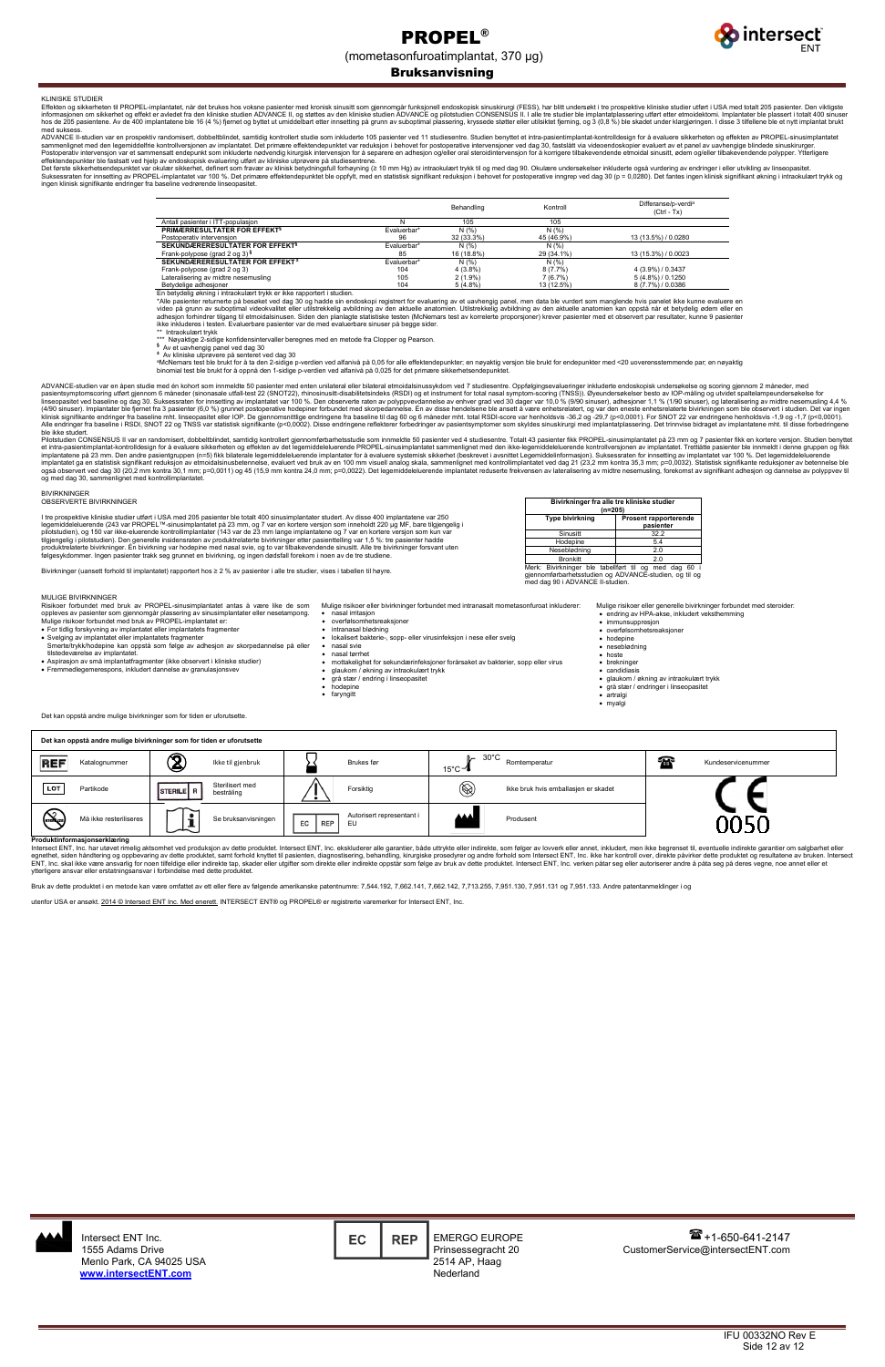# PROPEL®

(mometasonfuroatimplantat, 370 µg)

**Bruksanvisning**

KLINISKE STUDIER

Effekten og sikkerheten til PROPEL-implantatet, når det brukes hos voksne pasienter med kronisk sinusitt som gjennomgår funksjonell endoskopisk sinuskirurgi (FESS), har blitt undersøkt i tre prospektive kliniske studier utført i USA med totalt 205 pasienter. Den viktigste informasjonen om sikkerhet og effekt er avledet fra den kliniske studien ADVANCE II, og støttes av den kliniske studien ADVANCE og pilotstudien CONSENSUS II. I alle tre studier ble implantatplassering utført etter etmoidektomi. Implantater ble plassert i totalt 400 sinuser hos de 205 pasientene. Av de 400 implantatene ble 16 (4 %) fjernet og byttet ut umiddelbart etter innsetting på grunn av suboptimal plassering, kryssede støtter eller utilsiktet fjerning, og 3 (0,8 %) ble skadet under klargjøringen. I disse 3 tilfellene ble et nytt implantat brukt med suksess.

ADVANCE II-studien var en prospektiv randomisert, dobbeltblindet, samtidig kontrollert studie som inkluderte 105 pasienter ved 11 studiesentre. Studien benyttet et intra-pasientimplantat-kontrolldesign for å evaluere sikkerheten og effekten av PROPEL-sinusimplantatet sammenlignet med den legemiddelfrie kontrollversjonen av implantatet. Det primære effektendepunktet var reduksjon i behovet for postoperative intervensjoner ved dag 30, fastslått via videoendoskopier evaluert av et panel av uavhengige blindede sinuskirurger. Postoperativ intervensjon var et sammensatt endepunkt som inkluderte nødvendig kirurgisk intervensjon for å separere en adhesjon og/eller oral steroidintervensjon for å korrigere tilbakevendende etmoidal sinusitt, ødem og/eller tilbakevendende polypper. Ytterligere effektendepunkter ble fastsatt ved hjelp av endoskopisk evaluering utført av kliniske utprøvere på studiesentrene.

Det første sikkerhetsendepunktet var okulær sikkerhet, definert som fravær av klinisk betydningsfull forhøyning (≥ 10 mm Hg) av intraokulært trykk til og med dag 90. Okulære undersøkelser inkluderte også vurdering av endringer i eller utvikling av linseopasitet.

Suksessraten for innsetting av PROPEL-implantatet var 100 %. Det primære effektendepunktet ble oppfylt, med en statistisk signifikant reduksjon i behovet for postoperative inngrep ved dag 30 (p = 0,0280). Det fantes ingen klinisk signifikant økning i intraokulært trykk og ingen klinisk signifikante endringer fra baseline vedrørende linseopasitet.

| | | Behandling | Kontroll | Differanse/p-verdi[a] (Ctrl - Tx) |
|---|---|---|---|---|
| Antall pasienter i ITT-populasjon | N | 105 | 105 | |
| **PRIMÆRRESULTATER FOR EFFEKT[§]** | Evaluerbar* | N (%) | N (%) | |
| Postoperativ intervensjon | 96 | 32 (33.3%) | 45 (46.9%) | 13 (13.5%) / 0.0280 |
| **SEKUNDÆRERESULTATER FOR EFFEKT[§]** | Evaluerbar* | N (%) | N (%) | |
| Frank-polypose (grad 2 og 3)[§] | 85 | 16 (18.8%) | 29 (34.1%) | 13 (15.3%) / 0.0023 |
| **SEKUNDÆRERESULTATER FOR EFFEKT[±]** | Evaluerbar* | N (%) | N (%) | |
| Frank-polypose (grad 2 og 3) | 104 | 4 (3.8%) | 8 (7.7%) | 4 (3.9%) / 0.3437 |
| Lateralisering av midtre nesemusling | 105 | 2 (1.9%) | 7 (6.7%) | 5 (4.8%) / 0.1250 |
| Betydelige adhesjoner | 104 | 5 (4.8%) | 13 (12.5%) | 8 (7.7%) / 0.0386 |

En betydelig økning i intraokulært trykk er ikke rapportert i studien.

*Alle pasienter returnerte på besøket ved dag 30 og hadde sin endoskopi registrert for evaluering av et uavhengig panel, men data ble vurdert som manglende hvis panelet ikke kunne evaluere en video på grunn av suboptimal videokvalitet eller utilstrekkelig avbildning av den aktuelle anatomien. Utilstrekkelig avbildning av den aktuelle anatomien kan oppstå når et betydelig ødem eller en adhesjon forhindrer tilgang til etmoidalsinusen. Siden den planlagte statistiske testen (McNemars test av korrelerte proporsjoner) krever pasienter med et observert par resultater, kunne 9 pasienter ikke inkluderes i testen. Evaluerbare pasienter var de med evaluerbare sinuser på begge sider.

** Intraokulært trykk

*** Nøyaktige 2-sidige konfidensintervaller beregnes med en metode fra Clopper og Pearson.

§ Av et uavhengig panel ved dag 30

± Av kliniske utprøvere på senteret ved dag 30

[a]McNemars test ble brukt for å ta den 2-sidige p-verdien ved alfanivå på 0,05 for alle effektendepunkter; en nøyaktig versjon ble brukt for endepunkter med <20 uoverensstemmende par; en nøyaktig binomial test ble brukt for å oppnå den 1-sidige p-verdien ved alfanivå på 0,025 for det primære sikkerhetsendepunktet.

ADVANCE-studien var en åpen studie med én kohort som innmeldte 50 pasienter med enten unilateral eller bilateral etmoidalsinussykdom ved 7 studiesentre. Oppfølgingsevalueringer inkluderte endoskopisk undersøkelse og scoring gjennom 2 måneder, med pasientsymptomscoring utført gjennom 6 måneder (sinonasale utfall-test 22 (SNOT22), rhinosinusitt-disabilitetsindeks (RSDI)) og et instrument for total nasal symptom-scoring (TNSS)). Øyeundersøkelser besto av IOP-måling og utvidet spaltelampeundersøkelse for linseopasitet ved baseline og dag 30. Suksessraten for innsetting av implantatet var 100 %. Den observerte raten av polyppevdannelse av enhver grad ved 30 dager var 10,0 % (9/90 sinuser), adhesjoner 1,1 % (1/90 sinuser), og lateralisering av midtre nesemusling 4,4 % (4/90 sinuser). Implantater ble fjernet fra 3 pasienter (6,0 %) grunnet postoperative hodepiner forbundet med skorpedannelse. En av disse hendelsene ble ansett å være enhetsrelatert, og var den eneste enhetsrelaterte bivirkningen som ble observert i studien. Det var ingen klinisk signifikante endringer fra baseline mht. linseopasitet eller IOP. De gjennomsnittlige endringene fra baseline til dag 60 og 6 måneder mht. total RSDI-score var henholdsvis -36,2 og -29,7 (p<0,0001). For SNOT 22 var endringene henholdsvis -1,9 og -1,7 (p<0,0001). Alle endringer fra baseline i RSDI, SNOT 22 og TNSS var statistisk signifikante (p<0,0002). Disse endringene reflekterer forbedringer av pasientsymptomer som skyldes sinuskirurgi med implantatplassering. Det trinnvise bidraget av implantatene mht. til disse forbedringene ble ikke studert.

Pilotstudien CONSENSUS II var en randomisert, dobbeltblindet, samtidig kontrollert gjennomførbarhetsstudie som innmeldte 50 pasienter ved 4 studiesentre. Totalt 43 pasienter fikk PROPEL-sinusimplantatet på 23 mm og 7 pasienter fikk en kortere versjon. Studien benyttet et intra-pasientimplantat-kontrolldesign for å evaluere sikkerheten og effekten av det legemiddeleluerende PROPEL-sinusimplantatet sammenlignet med den ikke-legemiddeleluerende kontrollversjonen av implantatet på 23 mm. Den andre pasientgruppen (n=5) fikk bilaterale legemiddeleluerende implantater for å evaluere systemisk sikkerhet (beskrevet i avsnittet Legemiddelinformasjon). Suksessraten for innsetting av implantatet var 100 %. Det legemiddeleluerende implantatet ga en statistisk signifikant reduksjon av etmoidalsinusbetennelse, evaluert ved bruk av en 100 mm visuell analog skala, sammenlignet med kontrollimplantatet ved dag 21 (23,2 mm kontra 35,3 mm; p=0,0032). Statistisk signifikante reduksjoner av betennelse ble også observert ved dag 30 (20,2 mm kontra 30,1 mm; p=0,0011) og 45 (15,9 mm kontra 24,0 mm; p=0,0022). Det legemiddeleluerende implantatet reduserte frekvensen av lateralisering av midtre nesemusling, forekomst av signifikant adhesjon og dannelse av polyppevev til og med dag 30, sammenlignet med kontrollimplantatet.

## BIVIRKNINGER

### OBSERVERTE BIVIRKNINGER

I tre prospektive kliniske studier utført i USA med 205 pasienter ble totalt 400 sinusimplantater studert. Av disse 400 implantatene var 250 legemiddeleluerende (243 var PROPEL™-sinusimplantatet på 23 mm, og 7 var en kortere versjon som inneholdt 220 µg MF, bare tilgjengelig i pilotstudien), og 150 var ikke-eluerende kontrollimplantater (143 var de 23 mm lange implantatene og 7 var en kortere versjon som kun var tilgjengelig i pilotstudien). Den generelle insidensraten av produktrelaterte bivirkninger etter pasientteIling var 1,5 %: tre pasienter hadde produktrelaterte bivirkninger. Én bivirkning var hodepine og nasal svie, og to var tilbakevendende sinusitt. Alle tre bivirkninger forsvant uten følgesykdommer. Ingen pasienter trakk seg grunnet en bivirkning, og ingen dødsfall forekom i noen av de tre studiene.

Bivirkninger (uansett forhold til implantatet) rapportert hos ≥ 2 % av pasienter i alle tre studier, vises i tabellen til høyre.

| Bivirkninger fra alle tre kliniske studier (n=205) | |
|---|---|
| **Type bivirkning** | **Prosent rapporterende pasienter** |
| Sinusitt | 32.2 |
| Hodepine | 5.4 |
| Neseblødning | 2.0 |
| Bronkitt | 2.0 |

Merk: Bivirkninger ble tabellført til og med dag 60 i gjennomførbarhetsstudien og ADVANCE-studien, og til og med dag 90 i ADVANCE II-studien.

### MULIGE BIVIRKNINGER

Risikoer forbundet med bruk av PROPEL-sinusimplantatet antas å være like de som oppleves av pasienter som gjennomgår plassering av sinusimplantater eller nesetampong. Mulige risikoer forbundet med bruk av PROPEL-implantatet er:

- For tidlig forskyvning av implantatet eller implantatets fragmenter
- Svelging av implantatet eller implantatets fragmenter
  Smerte/trykk/hodepine kan oppstå som følge av adhesjon av skorpedannelse på eller tilstedeværelse av implantatet.
- Aspirasjon av små implantatfragmenter (ikke observert i kliniske studier)
- Fremmedlegemerespons, inkludert dannelse av granulasjonsvev

Mulige risikoer eller bivirkninger forbundet med intranasalt mometasonfuroat inkluderer:

- nasal irritasjon
- overfølsomhetsreaksjoner
- intranasal blødning
- lokalisert bakterie-, sopp- eller virusinfeksjon i nese eller svelg
- nasal svie
- nasal tørrhet
- mottakelighet for sekundærinfeksjoner forårsaket av bakterier, sopp eller virus
- glaukom / økning av intraokulært trykk
- grå stær / endring i linseopasitet
- hodepine
- faryngitt

Mulige risikoer eller generelle bivirkninger forbundet med steroider:

- endring av HPA-akse, inkludert veksthemming
- immunsuppresjon
- overfølsomhetsreaksjoner
- hodepine
- neseblødning
- hoste
- brekninger
- candidiasis
- glaukom / økning av intraokulært trykk
- grå stær / endringer i linseopasitet
- artralgi
- myalgi

Det kan oppstå andre mulige bivirkninger som for tiden er uforutsette.

| Det kan oppstå andre mulige bivirkninger som for tiden er uforutsette | | | | | | | | | |
|---|---|---|---|---|---|---|---|---|---|
| REF | Katalognummer | (2) | Ikke til gjenbruk | ⧗ | Brukes før | 15°C – 30°C | Romtemperatur | ☎ | Kundeservicenummer |
| LOT | Partikode | STERILE R | Sterilisert med bestråling | ⚠ | Forsiktig | | Ikke bruk hvis emballasjen er skadet | CE 0050 | |
| STERILIZE | Må ikke resteriliseres | i | Se bruksanvisningen | EC REP | Autorisert representant i EU | | Produsent | | |

**Produktinformasjonserklæring**

Intersect ENT, Inc. har utøvet rimelig aktsomhet ved produksjon av dette produktet. Intersect ENT, Inc. ekskluderer alle garantier, både uttrykte eller indirekte, som følger av lovverk eller annet, inkludert, men ikke begrenset til, eventuelle indirekte garantier om salgbarhet eller egnethet, siden håndtering og oppbevaring av dette produktet, samt forhold knyttet til pasienten, diagnostisering, behandling, kirurgiske prosedyrer og andre forhold som Intersect ENT, Inc. ikke har kontroll over, direkte påvirker dette produktet og resultatene av bruken. Intersect ENT, Inc. skal ikke være ansvarlig for noen tilfeldige eller indirekte tap, skader eller utgifter som direkte eller indirekte oppstår som følge av bruk av dette produktet. Intersect ENT, Inc. verken påtar seg eller autoriserer andre å påta seg på deres vegne, noe annet eller et ytterligere ansvar eller erstatningsansvar i forbindelse med dette produktet.

Bruk av dette produktet i en metode kan være omfattet av ett eller flere av følgende amerikanske patentnumre: 7,544.192, 7,662.141, 7,662.142, 7,713.255, 7,951.130, 7,951.131 og 7,951.133. Andre patentanmeldinger i og

utenfor USA er ansøkt. 2014 © Intersect ENT Inc. Med enerett. INTERSECT ENT® og PROPEL® er registrerte varemerker for Intersect ENT, Inc.

Intersect ENT Inc.
1555 Adams Drive
Menlo Park, CA 94025 USA
**www.intersectENT.com**

EC REP
EMERGO EUROPE
Prinsessegracht 20
2514 AP, Haag
Nederland

☎+1-650-641-2147
CustomerService@intersectENT.com

IFU 00332NO Rev E